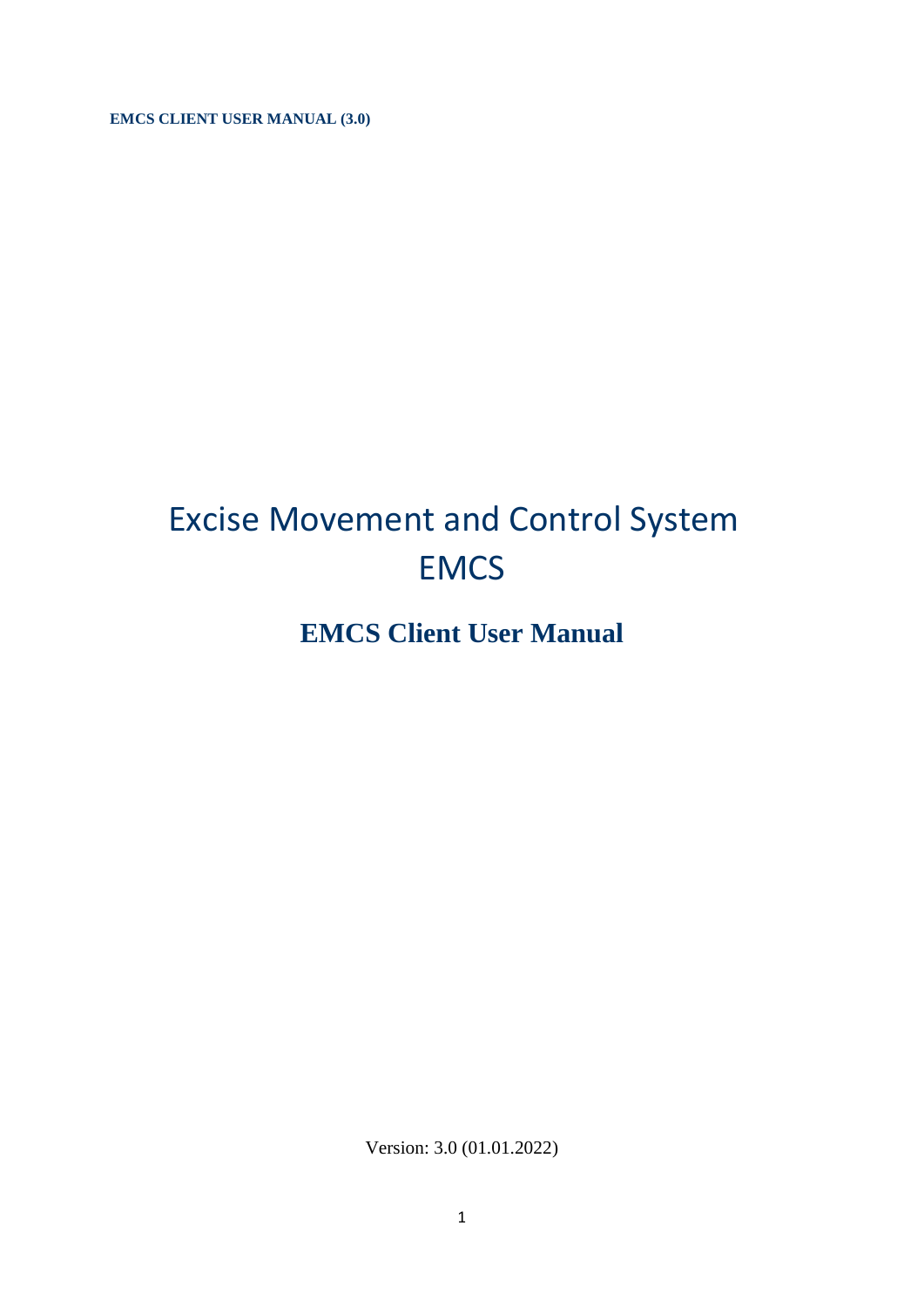# Excise Movement and Control System
# EMCS

## EMCS Client User Manual

Version: 3.0 (01.01.2022)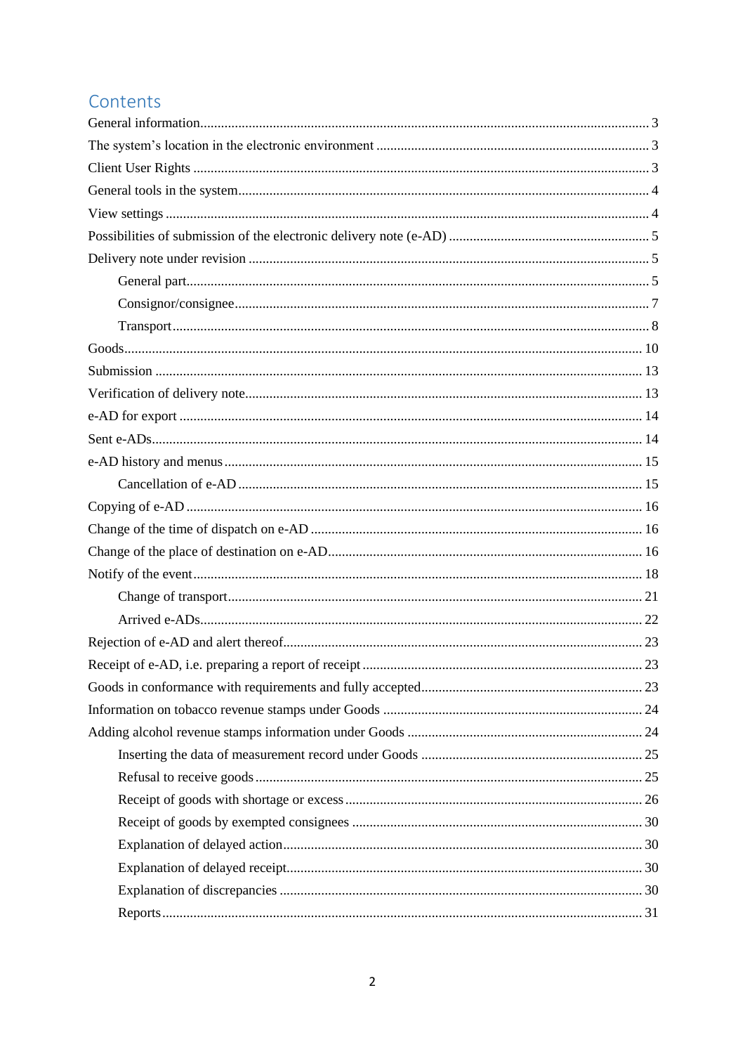# Contents

- General information ... 3
- The system's location in the electronic environment ... 3
- Client User Rights ... 3
- General tools in the system ... 4
- View settings ... 4
- Possibilities of submission of the electronic delivery note (e-AD) ... 5
- Delivery note under revision ... 5
  - General part ... 5
  - Consignor/consignee ... 7
  - Transport ... 8
- Goods ... 10
- Submission ... 13
- Verification of delivery note ... 13
- e-AD for export ... 14
- Sent e-ADs ... 14
- e-AD history and menus ... 15
  - Cancellation of e-AD ... 15
- Copying of e-AD ... 16
- Change of the time of dispatch on e-AD ... 16
- Change of the place of destination on e-AD ... 16
- Notify of the event ... 18
  - Change of transport ... 21
  - Arrived e-ADs ... 22
- Rejection of e-AD and alert thereof ... 23
- Receipt of e-AD, i.e. preparing a report of receipt ... 23
- Goods in conformance with requirements and fully accepted ... 23
- Information on tobacco revenue stamps under Goods ... 24
- Adding alcohol revenue stamps information under Goods ... 24
  - Inserting the data of measurement record under Goods ... 25
  - Refusal to receive goods ... 25
  - Receipt of goods with shortage or excess ... 26
  - Receipt of goods by exempted consignees ... 30
  - Explanation of delayed action ... 30
  - Explanation of delayed receipt ... 30
  - Explanation of discrepancies ... 30
  - Reports ... 31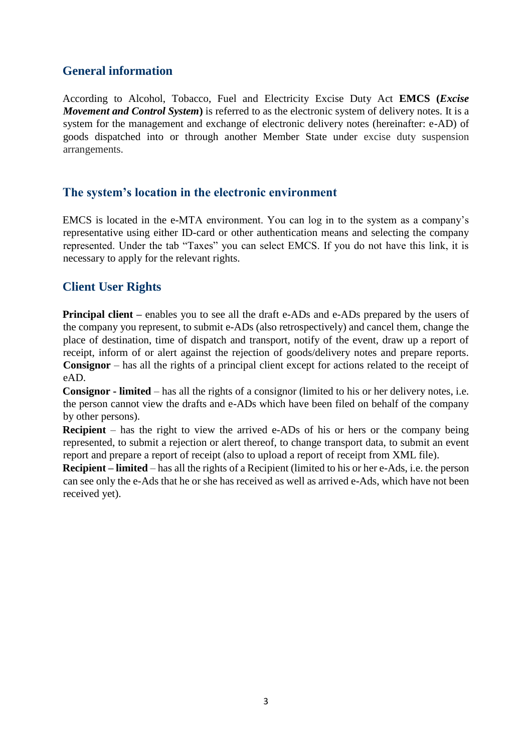## General information

According to Alcohol, Tobacco, Fuel and Electricity Excise Duty Act **EMCS (*Excise Movement and Control System*)** is referred to as the electronic system of delivery notes. It is a system for the management and exchange of electronic delivery notes (hereinafter: e-AD) of goods dispatched into or through another Member State under excise duty suspension arrangements.

## The system's location in the electronic environment

EMCS is located in the e-MTA environment. You can log in to the system as a company's representative using either ID-card or other authentication means and selecting the company represented. Under the tab "Taxes" you can select EMCS. If you do not have this link, it is necessary to apply for the relevant rights.

## Client User Rights

**Principal client –** enables you to see all the draft e-ADs and e-ADs prepared by the users of the company you represent, to submit e-ADs (also retrospectively) and cancel them, change the place of destination, time of dispatch and transport, notify of the event, draw up a report of receipt, inform of or alert against the rejection of goods/delivery notes and prepare reports.
**Consignor** – has all the rights of a principal client except for actions related to the receipt of eAD.
**Consignor - limited** – has all the rights of a consignor (limited to his or her delivery notes, i.e. the person cannot view the drafts and e-ADs which have been filed on behalf of the company by other persons).
**Recipient** – has the right to view the arrived e-ADs of his or hers or the company being represented, to submit a rejection or alert thereof, to change transport data, to submit an event report and prepare a report of receipt (also to upload a report of receipt from XML file).
**Recipient – limited** – has all the rights of a Recipient (limited to his or her e-Ads, i.e. the person can see only the e-Ads that he or she has received as well as arrived e-Ads, which have not been received yet).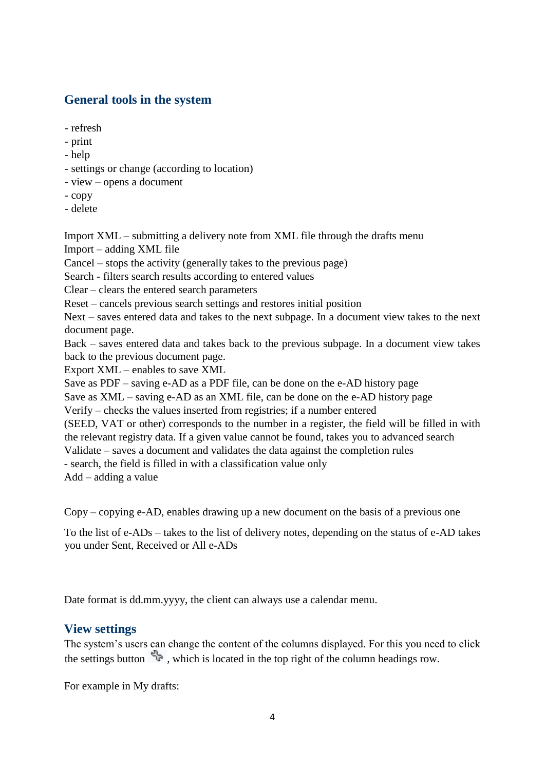## General tools in the system

- refresh
- print
- help
- settings or change (according to location)
- view – opens a document
- copy
- delete

Import XML – submitting a delivery note from XML file through the drafts menu
Import – adding XML file
Cancel – stops the activity (generally takes to the previous page)
Search - filters search results according to entered values
Clear – clears the entered search parameters
Reset – cancels previous search settings and restores initial position
Next – saves entered data and takes to the next subpage. In a document view takes to the next document page.
Back – saves entered data and takes back to the previous subpage. In a document view takes back to the previous document page.
Export XML – enables to save XML
Save as PDF – saving e-AD as a PDF file, can be done on the e-AD history page
Save as XML – saving e-AD as an XML file, can be done on the e-AD history page
Verify – checks the values inserted from registries; if a number entered
(SEED, VAT or other) corresponds to the number in a register, the field will be filled in with the relevant registry data. If a given value cannot be found, takes you to advanced search
Validate – saves a document and validates the data against the completion rules
- search, the field is filled in with a classification value only
Add – adding a value

Copy – copying e-AD, enables drawing up a new document on the basis of a previous one

To the list of e-ADs – takes to the list of delivery notes, depending on the status of e-AD takes you under Sent, Received or All e-ADs

Date format is dd.mm.yyyy, the client can always use a calendar menu.

## View settings

The system's users can change the content of the columns displayed. For this you need to click the settings button , which is located in the top right of the column headings row.

For example in My drafts: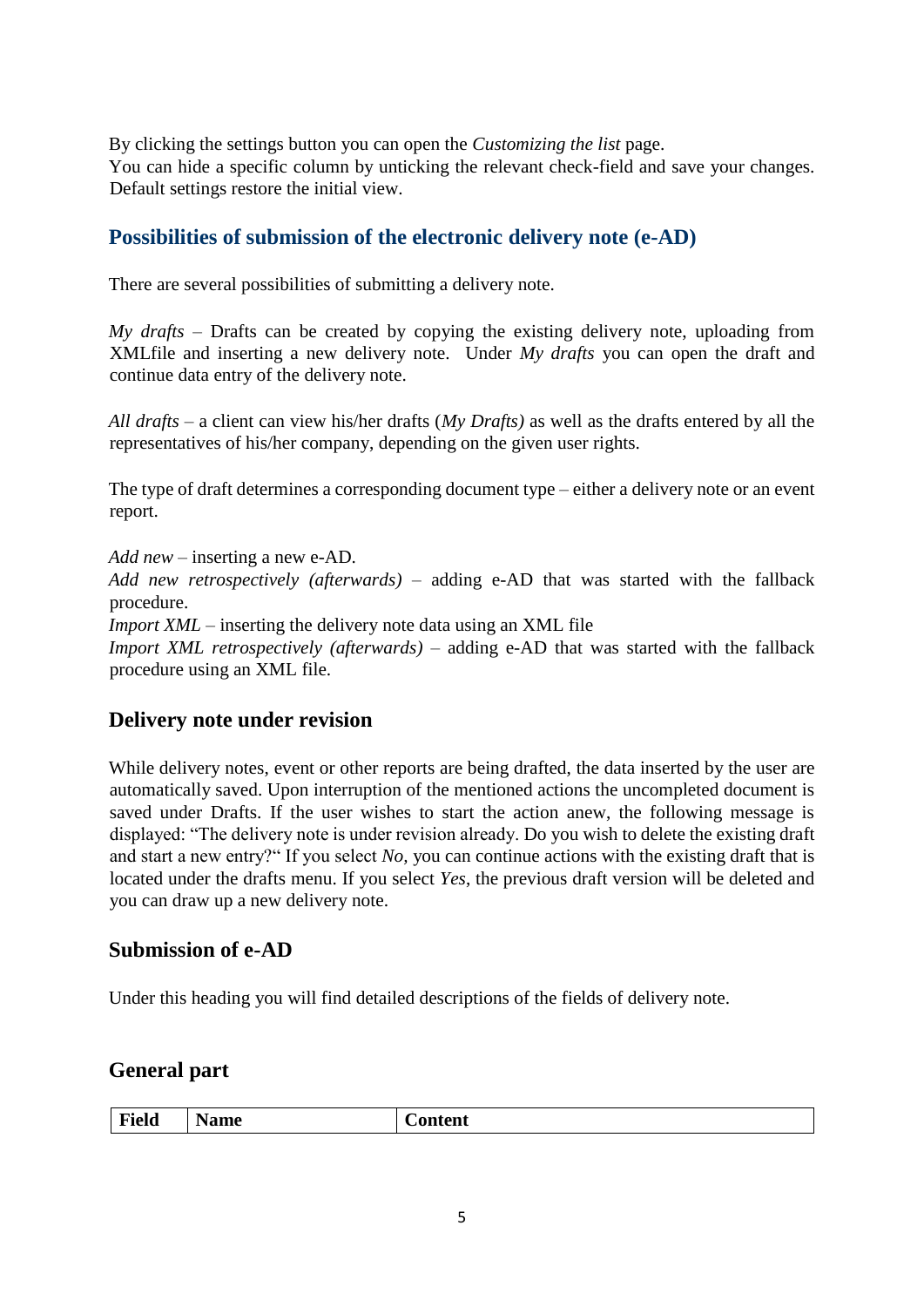By clicking the settings button you can open the *Customizing the list* page.
You can hide a specific column by unticking the relevant check-field and save your changes. Default settings restore the initial view.

## Possibilities of submission of the electronic delivery note (e-AD)

There are several possibilities of submitting a delivery note.

*My drafts* – Drafts can be created by copying the existing delivery note, uploading from XMLfile and inserting a new delivery note. Under *My drafts* you can open the draft and continue data entry of the delivery note.

*All drafts* – a client can view his/her drafts (*My Drafts)* as well as the drafts entered by all the representatives of his/her company, depending on the given user rights.

The type of draft determines a corresponding document type – either a delivery note or an event report.

*Add new* – inserting a new e-AD.
*Add new retrospectively (afterwards)* – adding e-AD that was started with the fallback procedure.
*Import XML* – inserting the delivery note data using an XML file
*Import XML retrospectively (afterwards)* – adding e-AD that was started with the fallback procedure using an XML file.

## Delivery note under revision

While delivery notes, event or other reports are being drafted, the data inserted by the user are automatically saved. Upon interruption of the mentioned actions the uncompleted document is saved under Drafts. If the user wishes to start the action anew, the following message is displayed: "The delivery note is under revision already. Do you wish to delete the existing draft and start a new entry?" If you select *No,* you can continue actions with the existing draft that is located under the drafts menu. If you select *Yes*, the previous draft version will be deleted and you can draw up a new delivery note.

## Submission of e-AD

Under this heading you will find detailed descriptions of the fields of delivery note.

## General part

| Field | Name | Content |
|---|---|---|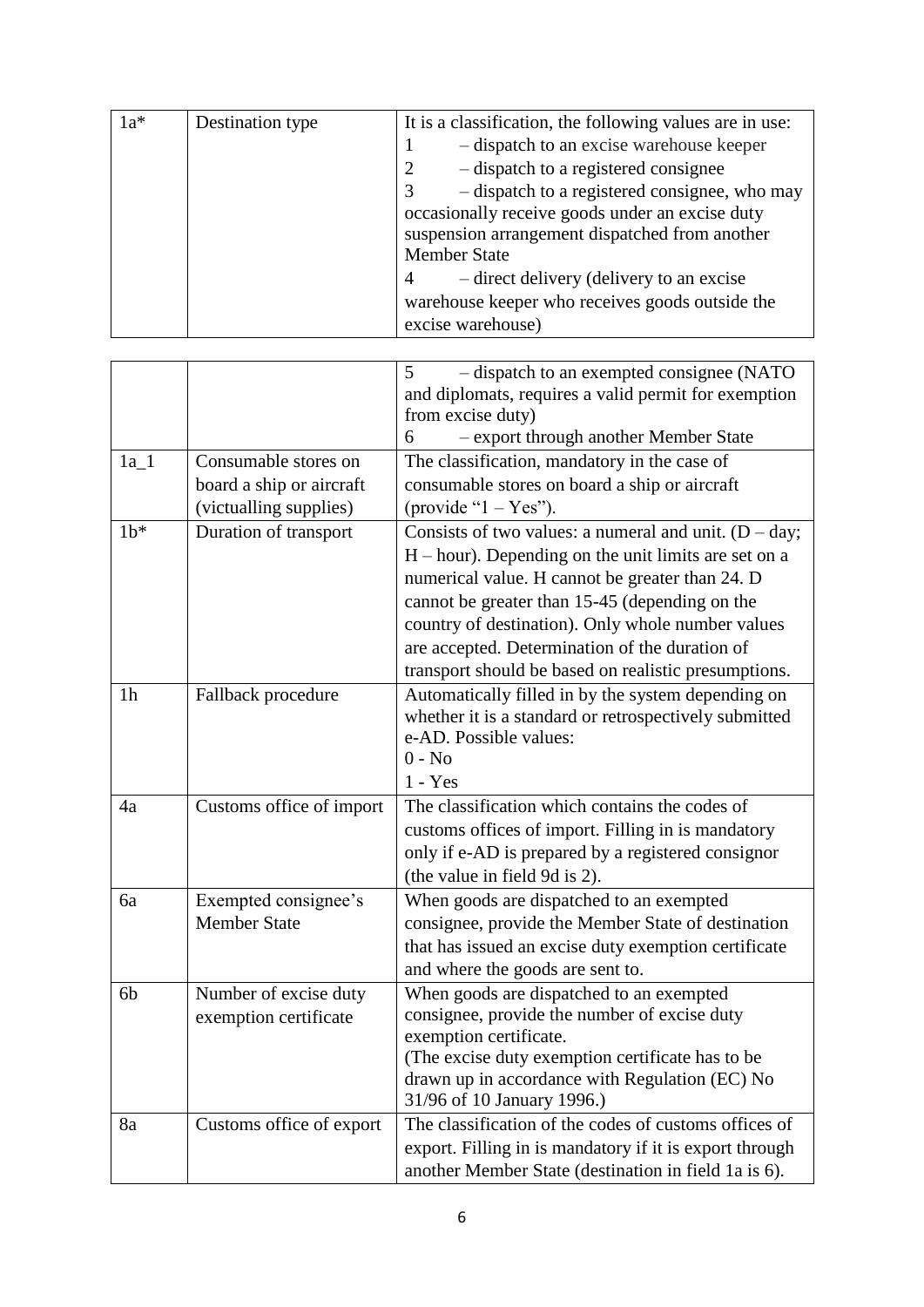| 1a* | Destination type | It is a classification, the following values are in use:<br>1 – dispatch to an excise warehouse keeper<br>2 – dispatch to a registered consignee<br>3 – dispatch to a registered consignee, who may occasionally receive goods under an excise duty suspension arrangement dispatched from another Member State<br>4 – direct delivery (delivery to an excise warehouse keeper who receives goods outside the excise warehouse)<br>5 – dispatch to an exempted consignee (NATO and diplomats, requires a valid permit for exemption from excise duty)<br>6 – export through another Member State |
|---|---|---|
| 1a_1 | Consumable stores on board a ship or aircraft (victualling supplies) | The classification, mandatory in the case of consumable stores on board a ship or aircraft (provide "1 – Yes"). |
| 1b* | Duration of transport | Consists of two values: a numeral and unit. (D – day; H – hour). Depending on the unit limits are set on a numerical value. H cannot be greater than 24. D cannot be greater than 15-45 (depending on the country of destination). Only whole number values are accepted. Determination of the duration of transport should be based on realistic presumptions. |
| 1h | Fallback procedure | Automatically filled in by the system depending on whether it is a standard or retrospectively submitted e-AD. Possible values:<br>0 - No<br>1 - Yes |
| 4a | Customs office of import | The classification which contains the codes of customs offices of import. Filling in is mandatory only if e-AD is prepared by a registered consignor (the value in field 9d is 2). |
| 6a | Exempted consignee's Member State | When goods are dispatched to an exempted consignee, provide the Member State of destination that has issued an excise duty exemption certificate and where the goods are sent to. |
| 6b | Number of excise duty exemption certificate | When goods are dispatched to an exempted consignee, provide the number of excise duty exemption certificate.<br>(The excise duty exemption certificate has to be drawn up in accordance with Regulation (EC) No 31/96 of 10 January 1996.) |
| 8a | Customs office of export | The classification of the codes of customs offices of export. Filling in is mandatory if it is export through another Member State (destination in field 1a is 6). |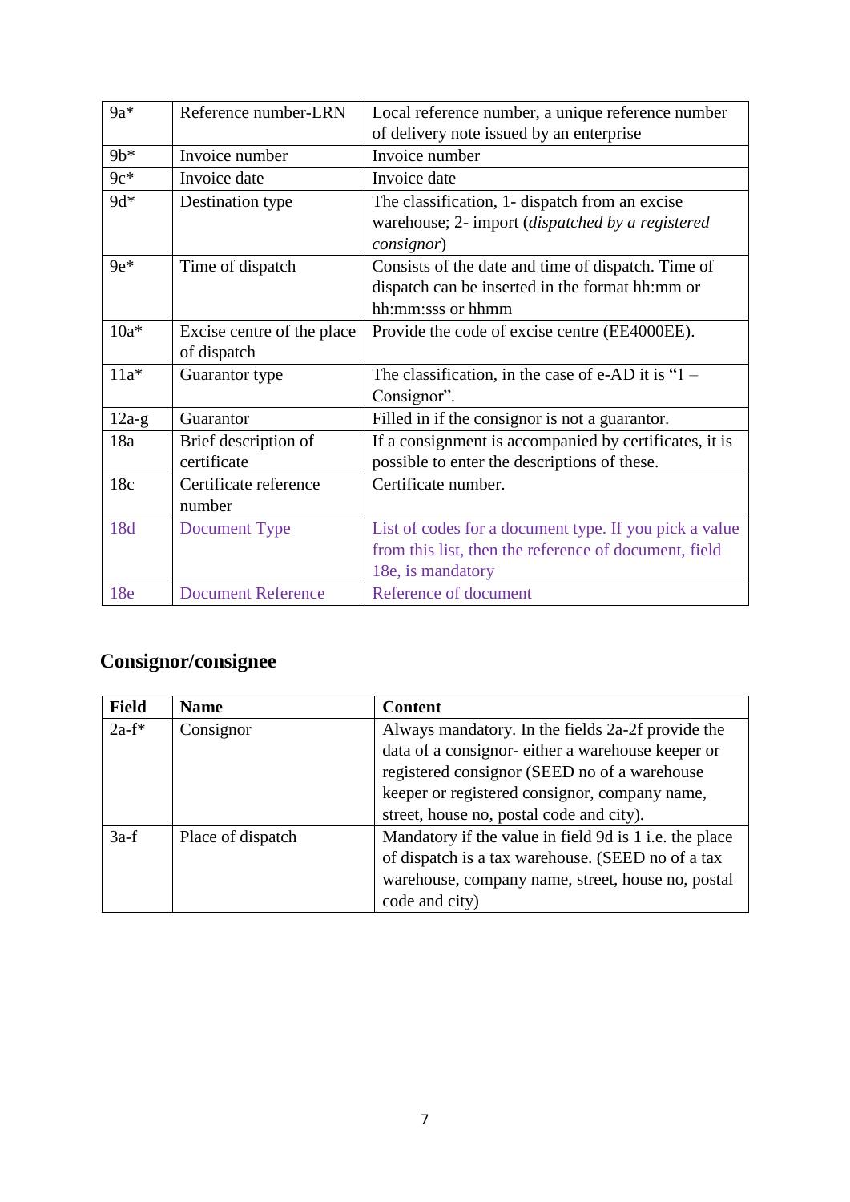| | | |
|---|---|---|
| 9a* | Reference number-LRN | Local reference number, a unique reference number of delivery note issued by an enterprise |
| 9b* | Invoice number | Invoice number |
| 9c* | Invoice date | Invoice date |
| 9d* | Destination type | The classification, 1- dispatch from an excise warehouse; 2- import (*dispatched by a registered consignor*) |
| 9e* | Time of dispatch | Consists of the date and time of dispatch. Time of dispatch can be inserted in the format hh:mm or hh:mm:sss or hhmm |
| 10a* | Excise centre of the place of dispatch | Provide the code of excise centre (EE4000EE). |
| 11a* | Guarantor type | The classification, in the case of e-AD it is "1 – Consignor". |
| 12a-g | Guarantor | Filled in if the consignor is not a guarantor. |
| 18a | Brief description of certificate | If a consignment is accompanied by certificates, it is possible to enter the descriptions of these. |
| 18c | Certificate reference number | Certificate number. |
| 18d | Document Type | List of codes for a document type. If you pick a value from this list, then the reference of document, field 18e, is mandatory |
| 18e | Document Reference | Reference of document |

## Consignor/consignee

| Field | Name | Content |
|---|---|---|
| 2a-f* | Consignor | Always mandatory. In the fields 2a-2f provide the data of a consignor- either a warehouse keeper or registered consignor (SEED no of a warehouse keeper or registered consignor, company name, street, house no, postal code and city). |
| 3a-f | Place of dispatch | Mandatory if the value in field 9d is 1 i.e. the place of dispatch is a tax warehouse. (SEED no of a tax warehouse, company name, street, house no, postal code and city) |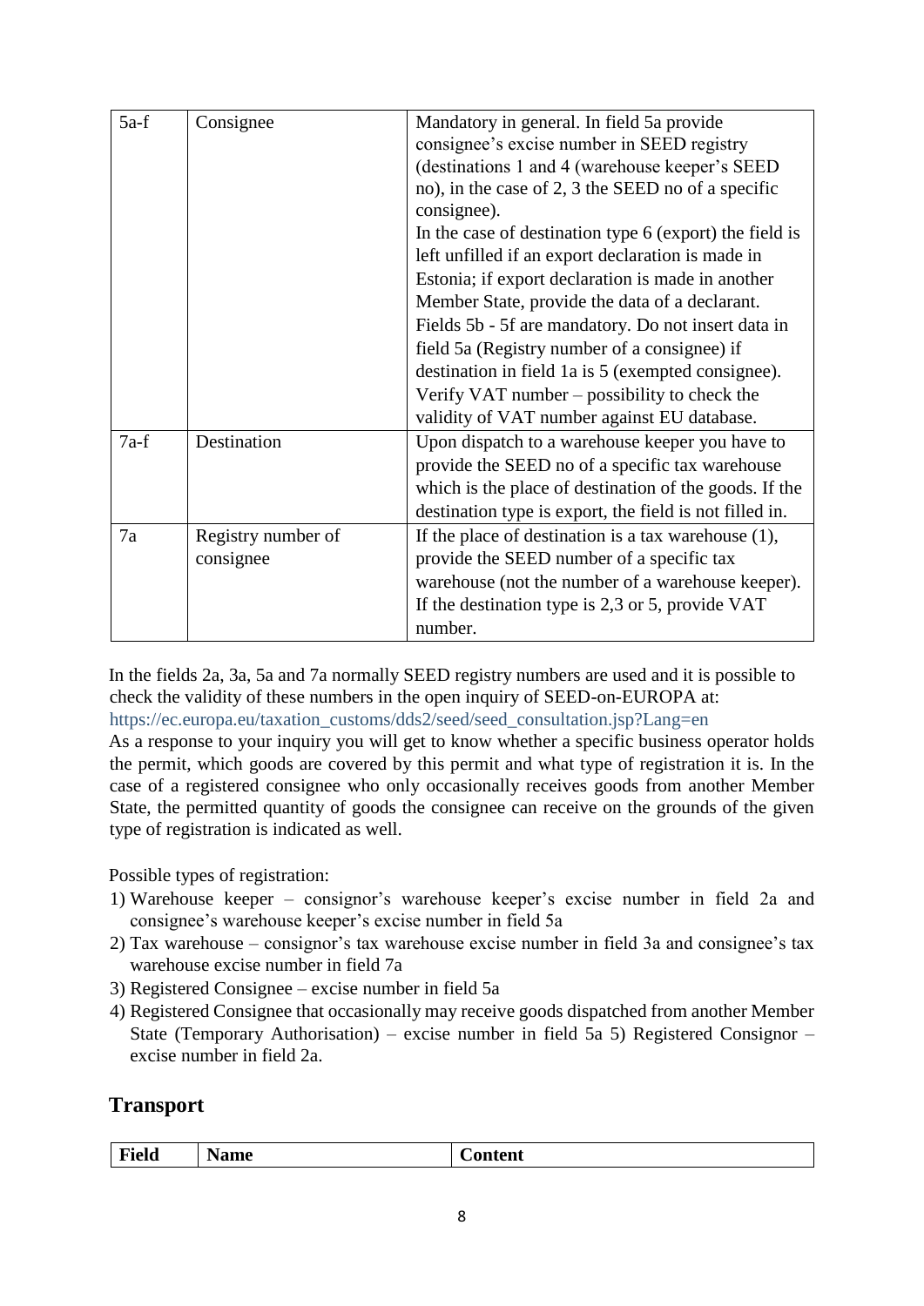| 5a-f | Consignee | Mandatory in general. In field 5a provide consignee's excise number in SEED registry (destinations 1 and 4 (warehouse keeper's SEED no), in the case of 2, 3 the SEED no of a specific consignee).<br>In the case of destination type 6 (export) the field is left unfilled if an export declaration is made in Estonia; if export declaration is made in another Member State, provide the data of a declarant.<br>Fields 5b - 5f are mandatory. Do not insert data in field 5a (Registry number of a consignee) if destination in field 1a is 5 (exempted consignee).<br>Verify VAT number – possibility to check the validity of VAT number against EU database. |
|---|---|---|
| 7a-f | Destination | Upon dispatch to a warehouse keeper you have to provide the SEED no of a specific tax warehouse which is the place of destination of the goods. If the destination type is export, the field is not filled in. |
| 7a | Registry number of consignee | If the place of destination is a tax warehouse (1), provide the SEED number of a specific tax warehouse (not the number of a warehouse keeper). If the destination type is 2,3 or 5, provide VAT number. |

In the fields 2a, 3a, 5a and 7a normally SEED registry numbers are used and it is possible to check the validity of these numbers in the open inquiry of SEED-on-EUROPA at: https://ec.europa.eu/taxation_customs/dds2/seed/seed_consultation.jsp?Lang=en

As a response to your inquiry you will get to know whether a specific business operator holds the permit, which goods are covered by this permit and what type of registration it is. In the case of a registered consignee who only occasionally receives goods from another Member State, the permitted quantity of goods the consignee can receive on the grounds of the given type of registration is indicated as well.

Possible types of registration:

1) Warehouse keeper – consignor's warehouse keeper's excise number in field 2a and consignee's warehouse keeper's excise number in field 5a
2) Tax warehouse – consignor's tax warehouse excise number in field 3a and consignee's tax warehouse excise number in field 7a
3) Registered Consignee – excise number in field 5a
4) Registered Consignee that occasionally may receive goods dispatched from another Member State (Temporary Authorisation) – excise number in field 5a 5) Registered Consignor – excise number in field 2a.

## Transport

| Field | Name | Content |
|---|---|---|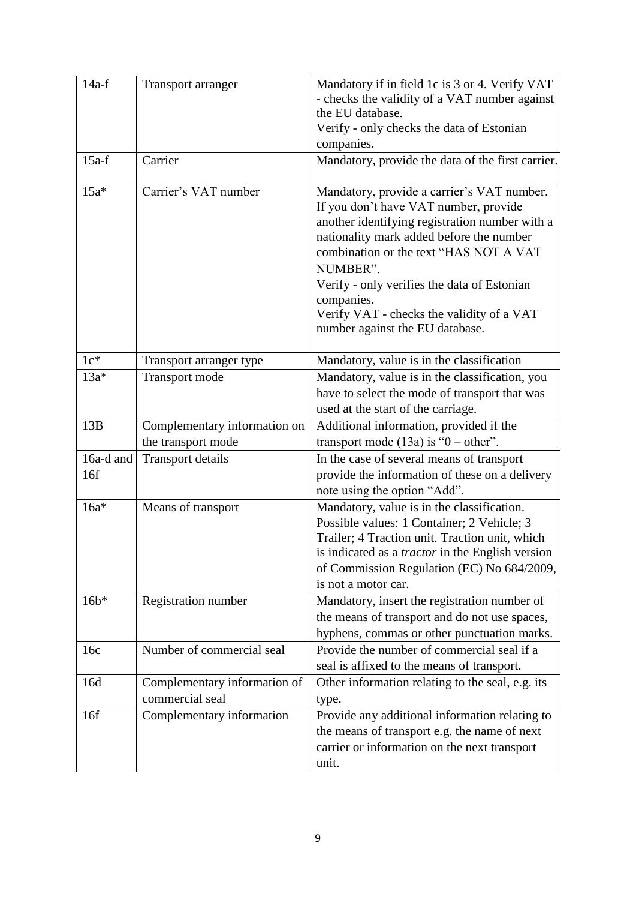| 14a-f | Transport arranger | Mandatory if in field 1c is 3 or 4. Verify VAT - checks the validity of a VAT number against the EU database. Verify - only checks the data of Estonian companies. |
|---|---|---|
| 15a-f | Carrier | Mandatory, provide the data of the first carrier. |
| 15a* | Carrier's VAT number | Mandatory, provide a carrier's VAT number. If you don't have VAT number, provide another identifying registration number with a nationality mark added before the number combination or the text "HAS NOT A VAT NUMBER". Verify - only verifies the data of Estonian companies. Verify VAT - checks the validity of a VAT number against the EU database. |
| 1c* | Transport arranger type | Mandatory, value is in the classification |
| 13a* | Transport mode | Mandatory, value is in the classification, you have to select the mode of transport that was used at the start of the carriage. |
| 13B | Complementary information on the transport mode | Additional information, provided if the transport mode (13a) is "0 – other". |
| 16a-d and 16f | Transport details | In the case of several means of transport provide the information of these on a delivery note using the option "Add". |
| 16a* | Means of transport | Mandatory, value is in the classification. Possible values: 1 Container; 2 Vehicle; 3 Trailer; 4 Traction unit. Traction unit, which is indicated as a *tractor* in the English version of Commission Regulation (EC) No 684/2009, is not a motor car. |
| 16b* | Registration number | Mandatory, insert the registration number of the means of transport and do not use spaces, hyphens, commas or other punctuation marks. |
| 16c | Number of commercial seal | Provide the number of commercial seal if a seal is affixed to the means of transport. |
| 16d | Complementary information of commercial seal | Other information relating to the seal, e.g. its type. |
| 16f | Complementary information | Provide any additional information relating to the means of transport e.g. the name of next carrier or information on the next transport unit. |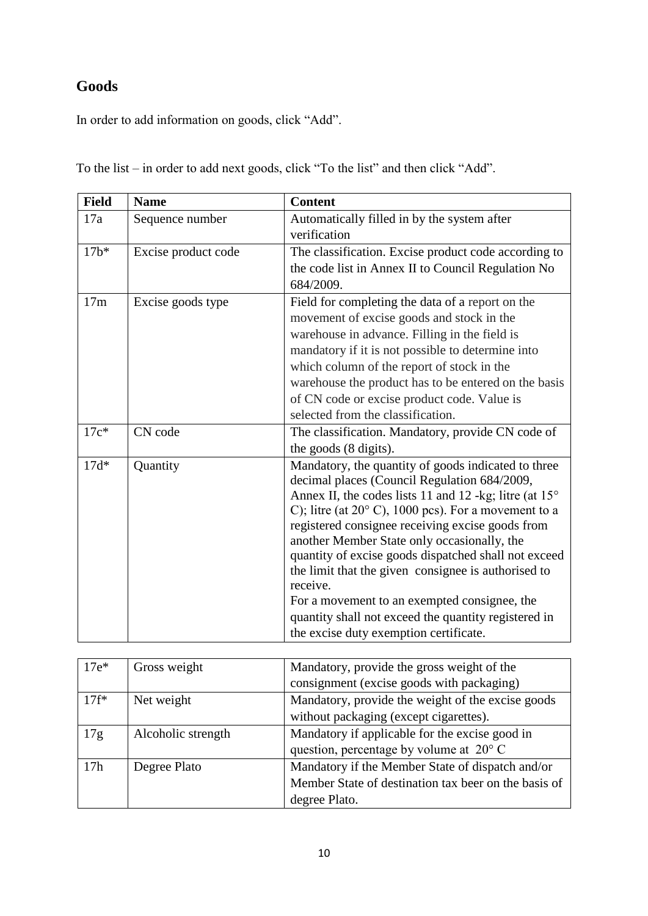## Goods

In order to add information on goods, click "Add".

To the list – in order to add next goods, click "To the list" and then click "Add".

| Field | Name | Content |
|---|---|---|
| 17a | Sequence number | Automatically filled in by the system after verification |
| 17b* | Excise product code | The classification. Excise product code according to the code list in Annex II to Council Regulation No 684/2009. |
| 17m | Excise goods type | Field for completing the data of a report on the movement of excise goods and stock in the warehouse in advance. Filling in the field is mandatory if it is not possible to determine into which column of the report of stock in the warehouse the product has to be entered on the basis of CN code or excise product code. Value is selected from the classification. |
| 17c* | CN code | The classification. Mandatory, provide CN code of the goods (8 digits). |
| 17d* | Quantity | Mandatory, the quantity of goods indicated to three decimal places (Council Regulation 684/2009, Annex II, the codes lists 11 and 12 -kg; litre (at 15° C); litre (at 20° C), 1000 pcs). For a movement to a registered consignee receiving excise goods from another Member State only occasionally, the quantity of excise goods dispatched shall not exceed the limit that the given consignee is authorised to receive.<br>For a movement to an exempted consignee, the quantity shall not exceed the quantity registered in the excise duty exemption certificate. |
| 17e* | Gross weight | Mandatory, provide the gross weight of the consignment (excise goods with packaging) |
| 17f* | Net weight | Mandatory, provide the weight of the excise goods without packaging (except cigarettes). |
| 17g | Alcoholic strength | Mandatory if applicable for the excise good in question, percentage by volume at 20° C |
| 17h | Degree Plato | Mandatory if the Member State of dispatch and/or Member State of destination tax beer on the basis of degree Plato. |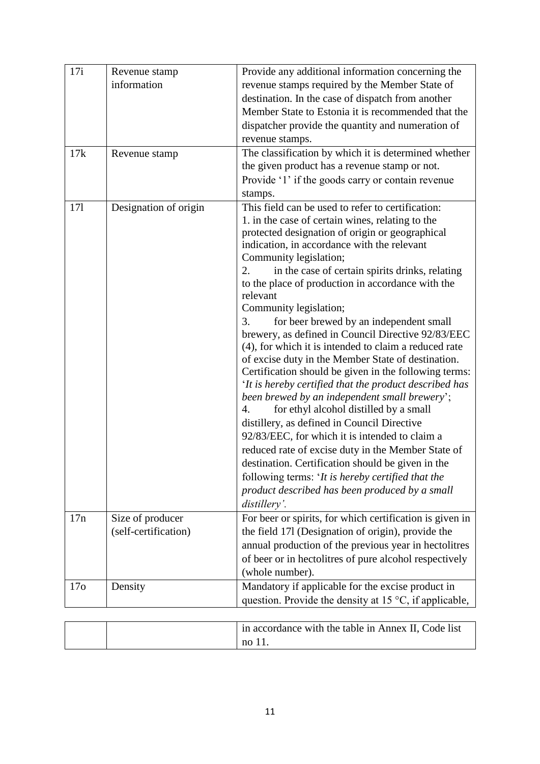| | | |
|---|---|---|
| 17i | Revenue stamp information | Provide any additional information concerning the revenue stamps required by the Member State of destination. In the case of dispatch from another Member State to Estonia it is recommended that the dispatcher provide the quantity and numeration of revenue stamps. |
| 17k | Revenue stamp | The classification by which it is determined whether the given product has a revenue stamp or not. Provide '1' if the goods carry or contain revenue stamps. |
| 17l | Designation of origin | This field can be used to refer to certification:<br>1. in the case of certain wines, relating to the protected designation of origin or geographical indication, in accordance with the relevant Community legislation;<br>2. in the case of certain spirits drinks, relating to the place of production in accordance with the relevant Community legislation;<br>3. for beer brewed by an independent small brewery, as defined in Council Directive 92/83/EEC (4), for which it is intended to claim a reduced rate of excise duty in the Member State of destination. Certification should be given in the following terms: '*It is hereby certified that the product described has been brewed by an independent small brewery*';<br>4. for ethyl alcohol distilled by a small distillery, as defined in Council Directive 92/83/EEC, for which it is intended to claim a reduced rate of excise duty in the Member State of destination. Certification should be given in the following terms: '*It is hereby certified that the product described has been produced by a small distillery'*. |
| 17n | Size of producer (self-certification) | For beer or spirits, for which certification is given in the field 17l (Designation of origin), provide the annual production of the previous year in hectolitres of beer or in hectolitres of pure alcohol respectively (whole number). |
| 17o | Density | Mandatory if applicable for the excise product in question. Provide the density at 15 °C, if applicable, in accordance with the table in Annex II, Code list no 11. |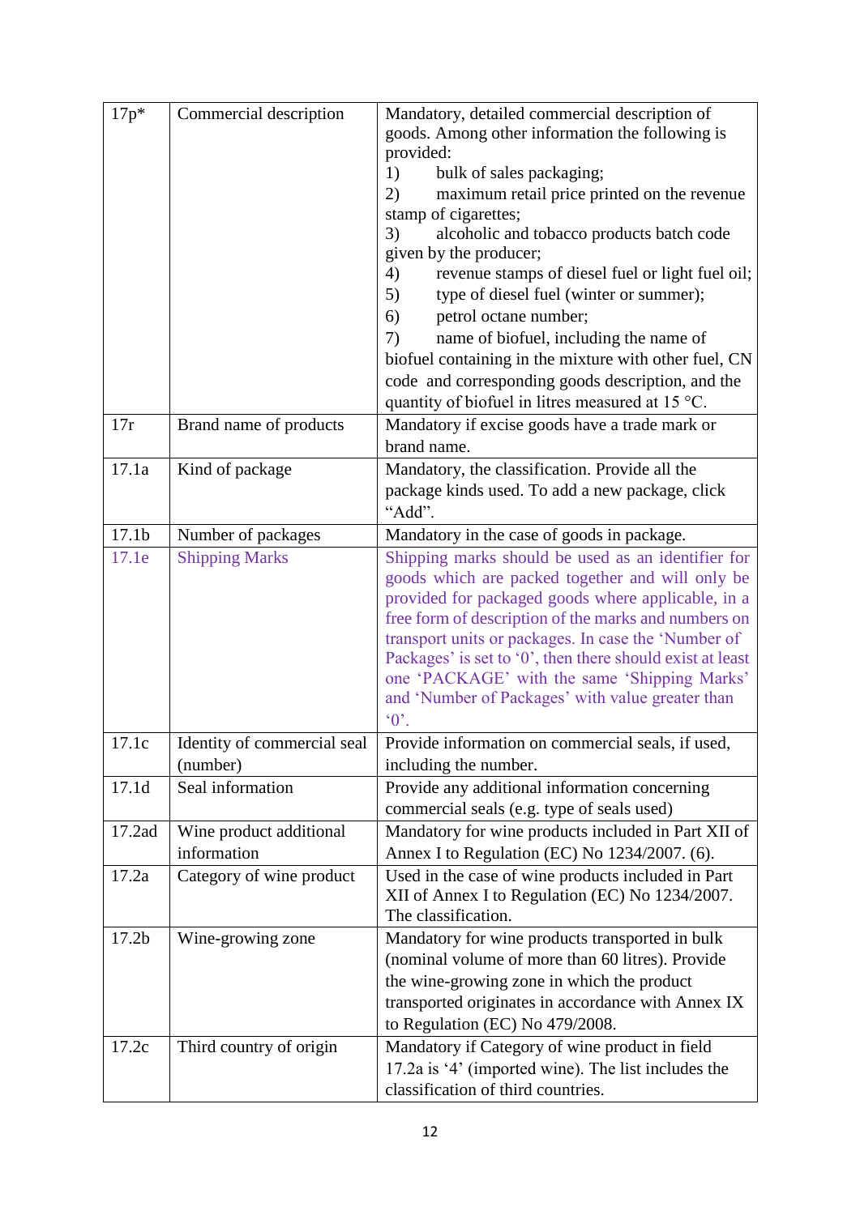| 17p* | Commercial description | Mandatory, detailed commercial description of goods. Among other information the following is provided:<br>1) bulk of sales packaging;<br>2) maximum retail price printed on the revenue stamp of cigarettes;<br>3) alcoholic and tobacco products batch code given by the producer;<br>4) revenue stamps of diesel fuel or light fuel oil;<br>5) type of diesel fuel (winter or summer);<br>6) petrol octane number;<br>7) name of biofuel, including the name of biofuel containing in the mixture with other fuel, CN code and corresponding goods description, and the quantity of biofuel in litres measured at 15 °C. |
|---|---|---|
| 17r | Brand name of products | Mandatory if excise goods have a trade mark or brand name. |
| 17.1a | Kind of package | Mandatory, the classification. Provide all the package kinds used. To add a new package, click "Add". |
| 17.1b | Number of packages | Mandatory in the case of goods in package. |
| 17.1e | Shipping Marks | Shipping marks should be used as an identifier for goods which are packed together and will only be provided for packaged goods where applicable, in a free form of description of the marks and numbers on transport units or packages. In case the 'Number of Packages' is set to '0', then there should exist at least one 'PACKAGE' with the same 'Shipping Marks' and 'Number of Packages' with value greater than '0'. |
| 17.1c | Identity of commercial seal (number) | Provide information on commercial seals, if used, including the number. |
| 17.1d | Seal information | Provide any additional information concerning commercial seals (e.g. type of seals used) |
| 17.2ad | Wine product additional information | Mandatory for wine products included in Part XII of Annex I to Regulation (EC) No 1234/2007. (6). |
| 17.2a | Category of wine product | Used in the case of wine products included in Part XII of Annex I to Regulation (EC) No 1234/2007. The classification. |
| 17.2b | Wine-growing zone | Mandatory for wine products transported in bulk (nominal volume of more than 60 litres). Provide the wine-growing zone in which the product transported originates in accordance with Annex IX to Regulation (EC) No 479/2008. |
| 17.2c | Third country of origin | Mandatory if Category of wine product in field 17.2a is '4' (imported wine). The list includes the classification of third countries. |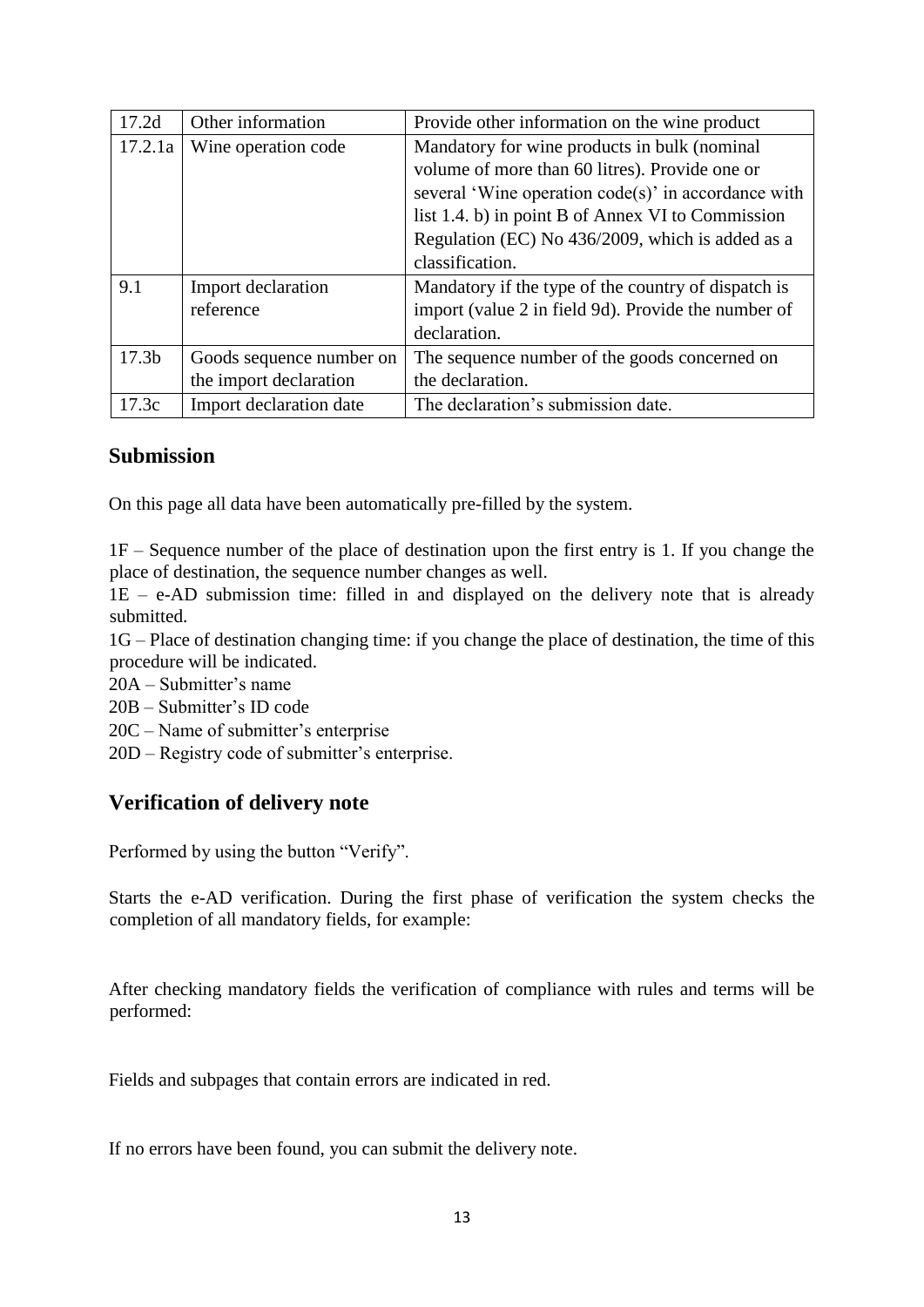| 17.2d | Other information | Provide other information on the wine product |
|---|---|---|
| 17.2.1a | Wine operation code | Mandatory for wine products in bulk (nominal volume of more than 60 litres). Provide one or several 'Wine operation code(s)' in accordance with list 1.4. b) in point B of Annex VI to Commission Regulation (EC) No 436/2009, which is added as a classification. |
| 9.1 | Import declaration reference | Mandatory if the type of the country of dispatch is import (value 2 in field 9d). Provide the number of declaration. |
| 17.3b | Goods sequence number on the import declaration | The sequence number of the goods concerned on the declaration. |
| 17.3c | Import declaration date | The declaration's submission date. |

## Submission

On this page all data have been automatically pre-filled by the system.

1F – Sequence number of the place of destination upon the first entry is 1. If you change the place of destination, the sequence number changes as well.
1E – e-AD submission time: filled in and displayed on the delivery note that is already submitted.
1G – Place of destination changing time: if you change the place of destination, the time of this procedure will be indicated.
20A – Submitter's name
20B – Submitter's ID code
20C – Name of submitter's enterprise
20D – Registry code of submitter's enterprise.

## Verification of delivery note

Performed by using the button "Verify".

Starts the e-AD verification. During the first phase of verification the system checks the completion of all mandatory fields, for example:

After checking mandatory fields the verification of compliance with rules and terms will be performed:

Fields and subpages that contain errors are indicated in red.

If no errors have been found, you can submit the delivery note.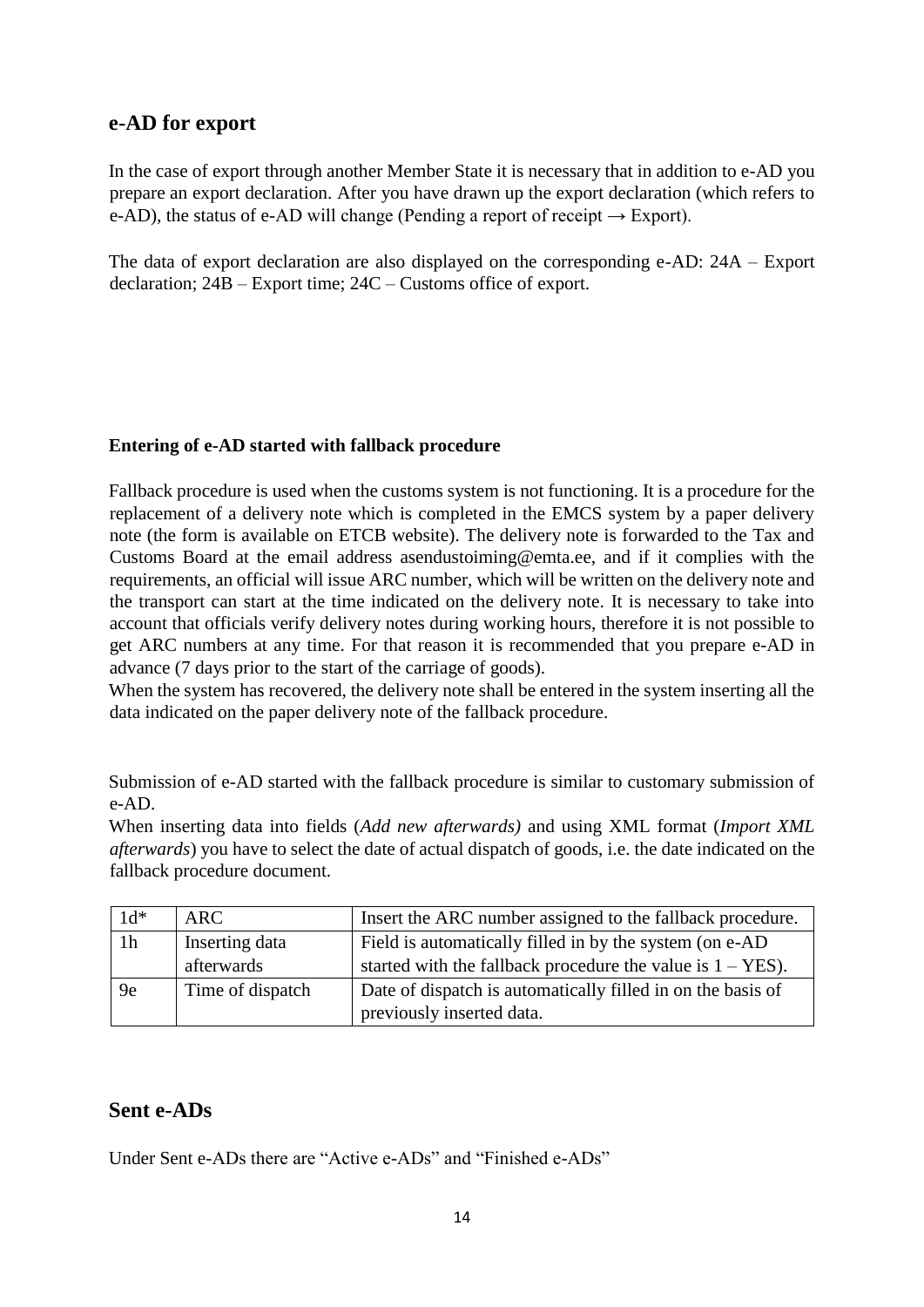## e-AD for export

In the case of export through another Member State it is necessary that in addition to e-AD you prepare an export declaration. After you have drawn up the export declaration (which refers to e-AD), the status of e-AD will change (Pending a report of receipt → Export).

The data of export declaration are also displayed on the corresponding e-AD: 24A – Export declaration; 24B – Export time; 24C – Customs office of export.

### Entering of e-AD started with fallback procedure

Fallback procedure is used when the customs system is not functioning. It is a procedure for the replacement of a delivery note which is completed in the EMCS system by a paper delivery note (the form is available on ETCB website). The delivery note is forwarded to the Tax and Customs Board at the email address asendustoiming@emta.ee, and if it complies with the requirements, an official will issue ARC number, which will be written on the delivery note and the transport can start at the time indicated on the delivery note. It is necessary to take into account that officials verify delivery notes during working hours, therefore it is not possible to get ARC numbers at any time. For that reason it is recommended that you prepare e-AD in advance (7 days prior to the start of the carriage of goods).

When the system has recovered, the delivery note shall be entered in the system inserting all the data indicated on the paper delivery note of the fallback procedure.

Submission of e-AD started with the fallback procedure is similar to customary submission of e-AD.

When inserting data into fields (*Add new afterwards)* and using XML format (*Import XML afterwards*) you have to select the date of actual dispatch of goods, i.e. the date indicated on the fallback procedure document.

| 1d* | ARC | Insert the ARC number assigned to the fallback procedure. |
|---|---|---|
| 1h | Inserting data afterwards | Field is automatically filled in by the system (on e-AD started with the fallback procedure the value is 1 – YES). |
| 9e | Time of dispatch | Date of dispatch is automatically filled in on the basis of previously inserted data. |

## Sent e-ADs

Under Sent e-ADs there are “Active e-ADs” and “Finished e-ADs”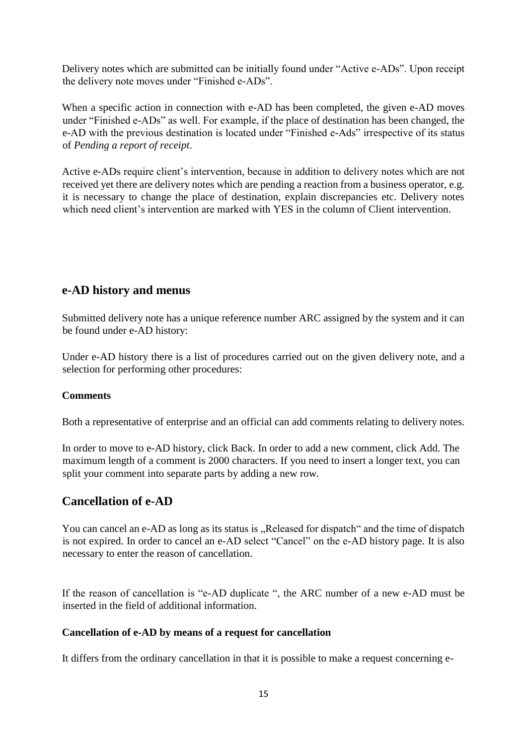Delivery notes which are submitted can be initially found under "Active e-ADs". Upon receipt the delivery note moves under "Finished e-ADs".

When a specific action in connection with e-AD has been completed, the given e-AD moves under "Finished e-ADs" as well. For example, if the place of destination has been changed, the e-AD with the previous destination is located under "Finished e-Ads" irrespective of its status of *Pending a report of receipt*.

Active e-ADs require client's intervention, because in addition to delivery notes which are not received yet there are delivery notes which are pending a reaction from a business operator, e.g. it is necessary to change the place of destination, explain discrepancies etc. Delivery notes which need client's intervention are marked with YES in the column of Client intervention.

### e-AD history and menus

Submitted delivery note has a unique reference number ARC assigned by the system and it can be found under e-AD history:

Under e-AD history there is a list of procedures carried out on the given delivery note, and a selection for performing other procedures:

**Comments**

Both a representative of enterprise and an official can add comments relating to delivery notes.

In order to move to e-AD history, click Back. In order to add a new comment, click Add. The maximum length of a comment is 2000 characters. If you need to insert a longer text, you can split your comment into separate parts by adding a new row.

## Cancellation of e-AD

You can cancel an e-AD as long as its status is „Released for dispatch" and the time of dispatch is not expired. In order to cancel an e-AD select "Cancel" on the e-AD history page. It is also necessary to enter the reason of cancellation.

If the reason of cancellation is "e-AD duplicate ", the ARC number of a new e-AD must be inserted in the field of additional information.

**Cancellation of e-AD by means of a request for cancellation**

It differs from the ordinary cancellation in that it is possible to make a request concerning e-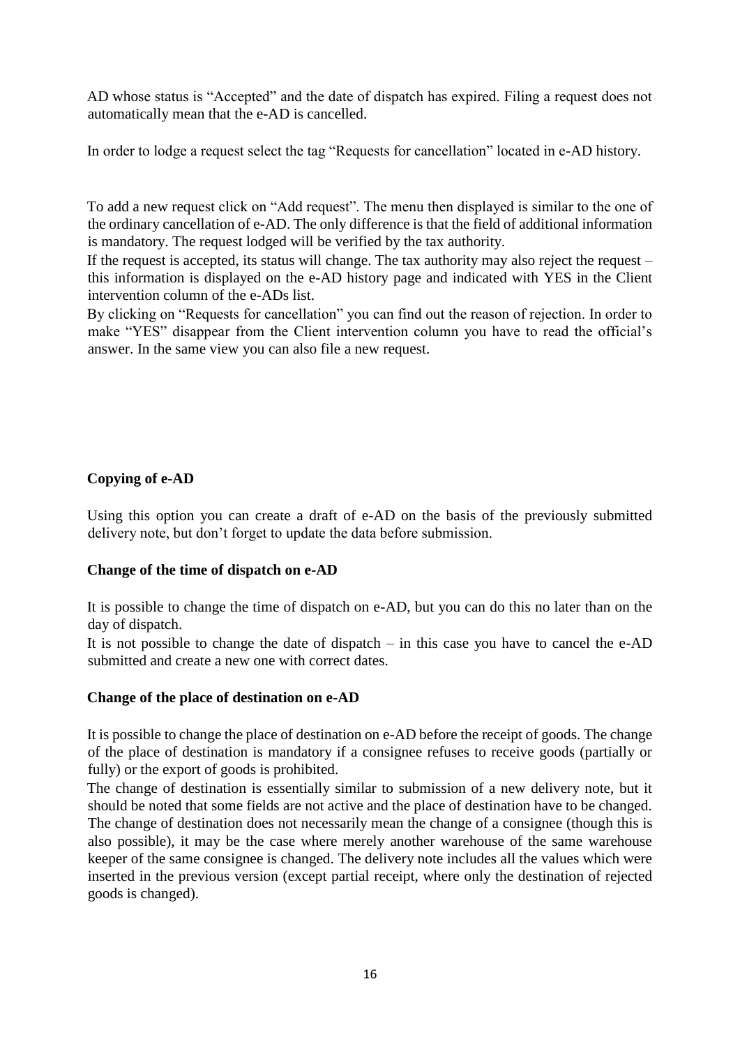AD whose status is “Accepted” and the date of dispatch has expired. Filing a request does not automatically mean that the e-AD is cancelled.

In order to lodge a request select the tag “Requests for cancellation” located in e-AD history.

To add a new request click on “Add request”. The menu then displayed is similar to the one of the ordinary cancellation of e-AD. The only difference is that the field of additional information is mandatory. The request lodged will be verified by the tax authority.

If the request is accepted, its status will change. The tax authority may also reject the request – this information is displayed on the e-AD history page and indicated with YES in the Client intervention column of the e-ADs list.

By clicking on “Requests for cancellation” you can find out the reason of rejection. In order to make “YES” disappear from the Client intervention column you have to read the official’s answer. In the same view you can also file a new request.

**Copying of e-AD**

Using this option you can create a draft of e-AD on the basis of the previously submitted delivery note, but don’t forget to update the data before submission.

**Change of the time of dispatch on e-AD**

It is possible to change the time of dispatch on e-AD, but you can do this no later than on the day of dispatch.

It is not possible to change the date of dispatch – in this case you have to cancel the e-AD submitted and create a new one with correct dates.

**Change of the place of destination on e-AD**

It is possible to change the place of destination on e-AD before the receipt of goods. The change of the place of destination is mandatory if a consignee refuses to receive goods (partially or fully) or the export of goods is prohibited.

The change of destination is essentially similar to submission of a new delivery note, but it should be noted that some fields are not active and the place of destination have to be changed. The change of destination does not necessarily mean the change of a consignee (though this is also possible), it may be the case where merely another warehouse of the same warehouse keeper of the same consignee is changed. The delivery note includes all the values which were inserted in the previous version (except partial receipt, where only the destination of rejected goods is changed).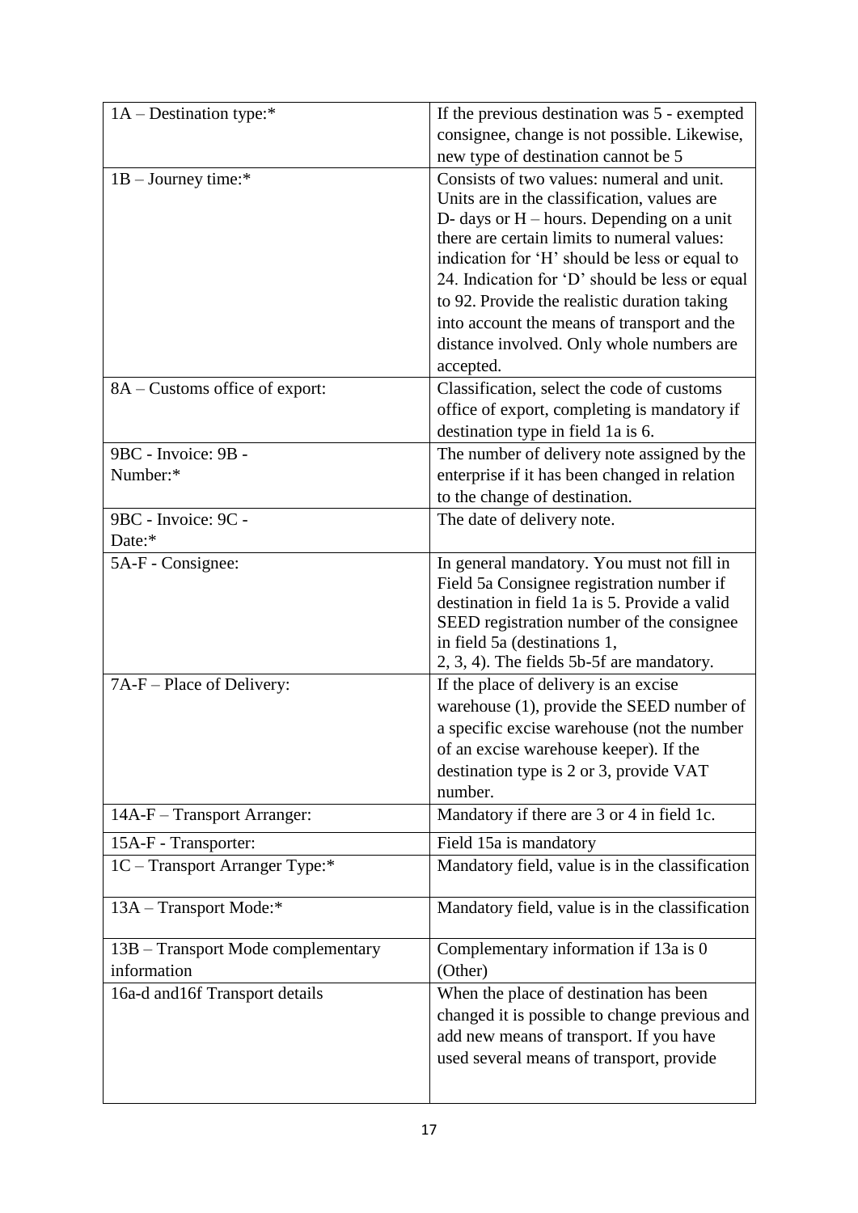| | |
|---|---|
| 1A – Destination type:* | If the previous destination was 5 - exempted consignee, change is not possible. Likewise, new type of destination cannot be 5 |
| 1B – Journey time:* | Consists of two values: numeral and unit. Units are in the classification, values are D- days or H – hours. Depending on a unit there are certain limits to numeral values: indication for 'H' should be less or equal to 24. Indication for 'D' should be less or equal to 92. Provide the realistic duration taking into account the means of transport and the distance involved. Only whole numbers are accepted. |
| 8A – Customs office of export: | Classification, select the code of customs office of export, completing is mandatory if destination type in field 1a is 6. |
| 9BC - Invoice: 9B - Number:* | The number of delivery note assigned by the enterprise if it has been changed in relation to the change of destination. |
| 9BC - Invoice: 9C - Date:* | The date of delivery note. |
| 5A-F - Consignee: | In general mandatory. You must not fill in Field 5a Consignee registration number if destination in field 1a is 5. Provide a valid SEED registration number of the consignee in field 5a (destinations 1, 2, 3, 4). The fields 5b-5f are mandatory. |
| 7A-F – Place of Delivery: | If the place of delivery is an excise warehouse (1), provide the SEED number of a specific excise warehouse (not the number of an excise warehouse keeper). If the destination type is 2 or 3, provide VAT number. |
| 14A-F – Transport Arranger: | Mandatory if there are 3 or 4 in field 1c. |
| 15A-F - Transporter: | Field 15a is mandatory |
| 1C – Transport Arranger Type:* | Mandatory field, value is in the classification |
| 13A – Transport Mode:* | Mandatory field, value is in the classification |
| 13B – Transport Mode complementary information | Complementary information if 13a is 0 (Other) |
| 16a-d and16f Transport details | When the place of destination has been changed it is possible to change previous and add new means of transport. If you have used several means of transport, provide |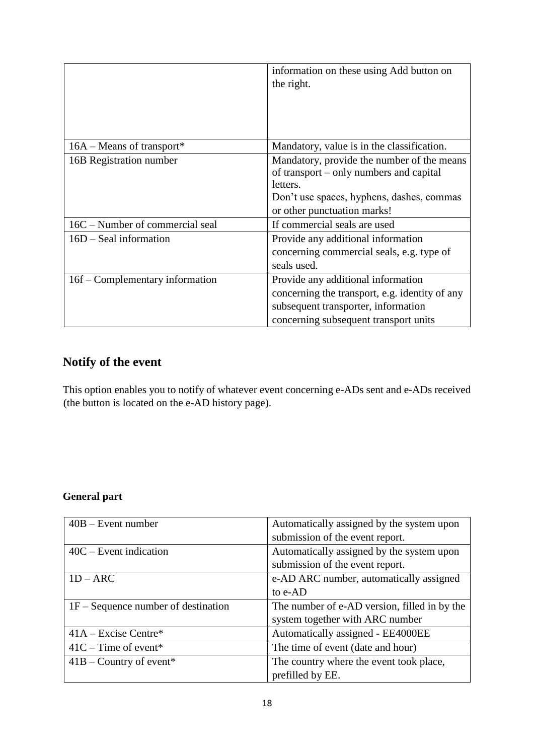|  |  |
|---|---|
|  | information on these using Add button on the right. |
| 16A – Means of transport* | Mandatory, value is in the classification. |
| 16B Registration number | Mandatory, provide the number of the means of transport – only numbers and capital letters.<br>Don't use spaces, hyphens, dashes, commas or other punctuation marks! |
| 16C – Number of commercial seal | If commercial seals are used |
| 16D – Seal information | Provide any additional information concerning commercial seals, e.g. type of seals used. |
| 16f – Complementary information | Provide any additional information concerning the transport, e.g. identity of any subsequent transporter, information concerning subsequent transport units |

## Notify of the event

This option enables you to notify of whatever event concerning e-ADs sent and e-ADs received (the button is located on the e-AD history page).

**General part**

|  |  |
|---|---|
| 40B – Event number | Automatically assigned by the system upon submission of the event report. |
| 40C – Event indication | Automatically assigned by the system upon submission of the event report. |
| 1D – ARC | e-AD ARC number, automatically assigned to e-AD |
| 1F – Sequence number of destination | The number of e-AD version, filled in by the system together with ARC number |
| 41A – Excise Centre* | Automatically assigned - EE4000EE |
| 41C – Time of event* | The time of event (date and hour) |
| 41B – Country of event* | The country where the event took place, prefilled by EE. |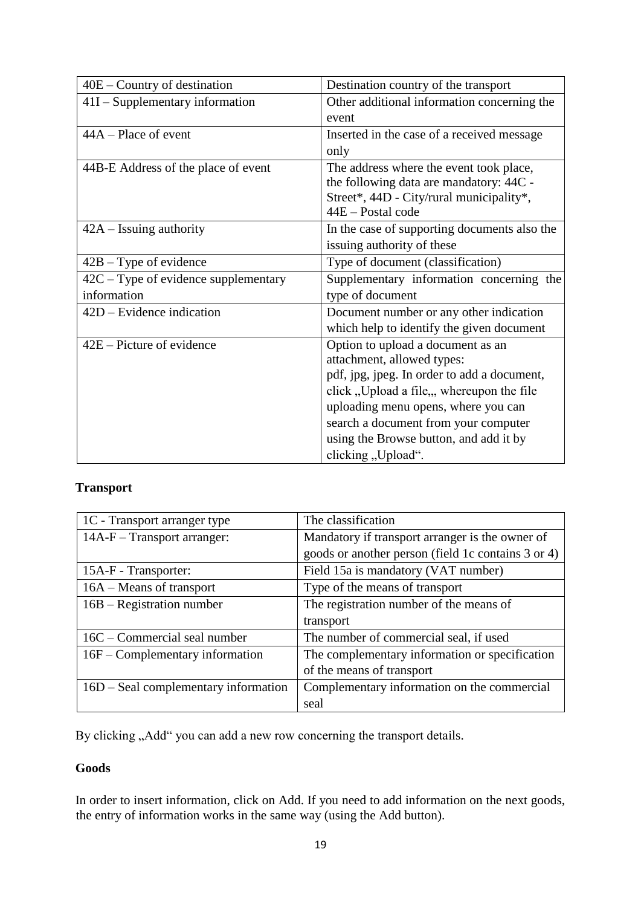| 40E – Country of destination | Destination country of the transport |
|---|---|
| 41I – Supplementary information | Other additional information concerning the event |
| 44A – Place of event | Inserted in the case of a received message only |
| 44B-E Address of the place of event | The address where the event took place, the following data are mandatory: 44C - Street*, 44D - City/rural municipality*, 44E – Postal code |
| 42A – Issuing authority | In the case of supporting documents also the issuing authority of these |
| 42B – Type of evidence | Type of document (classification) |
| 42C – Type of evidence supplementary information | Supplementary information concerning the type of document |
| 42D – Evidence indication | Document number or any other indication which help to identify the given document |
| 42E – Picture of evidence | Option to upload a document as an attachment, allowed types: pdf, jpg, jpeg. In order to add a document, click „Upload a file„, whereupon the file uploading menu opens, where you can search a document from your computer using the Browse button, and add it by clicking „Upload". |

**Transport**

| 1C - Transport arranger type | The classification |
|---|---|
| 14A-F – Transport arranger: | Mandatory if transport arranger is the owner of goods or another person (field 1c contains 3 or 4) |
| 15A-F - Transporter: | Field 15a is mandatory (VAT number) |
| 16A – Means of transport | Type of the means of transport |
| 16B – Registration number | The registration number of the means of transport |
| 16C – Commercial seal number | The number of commercial seal, if used |
| 16F – Complementary information | The complementary information or specification of the means of transport |
| 16D – Seal complementary information | Complementary information on the commercial seal |

By clicking „Add" you can add a new row concerning the transport details.

**Goods**

In order to insert information, click on Add. If you need to add information on the next goods, the entry of information works in the same way (using the Add button).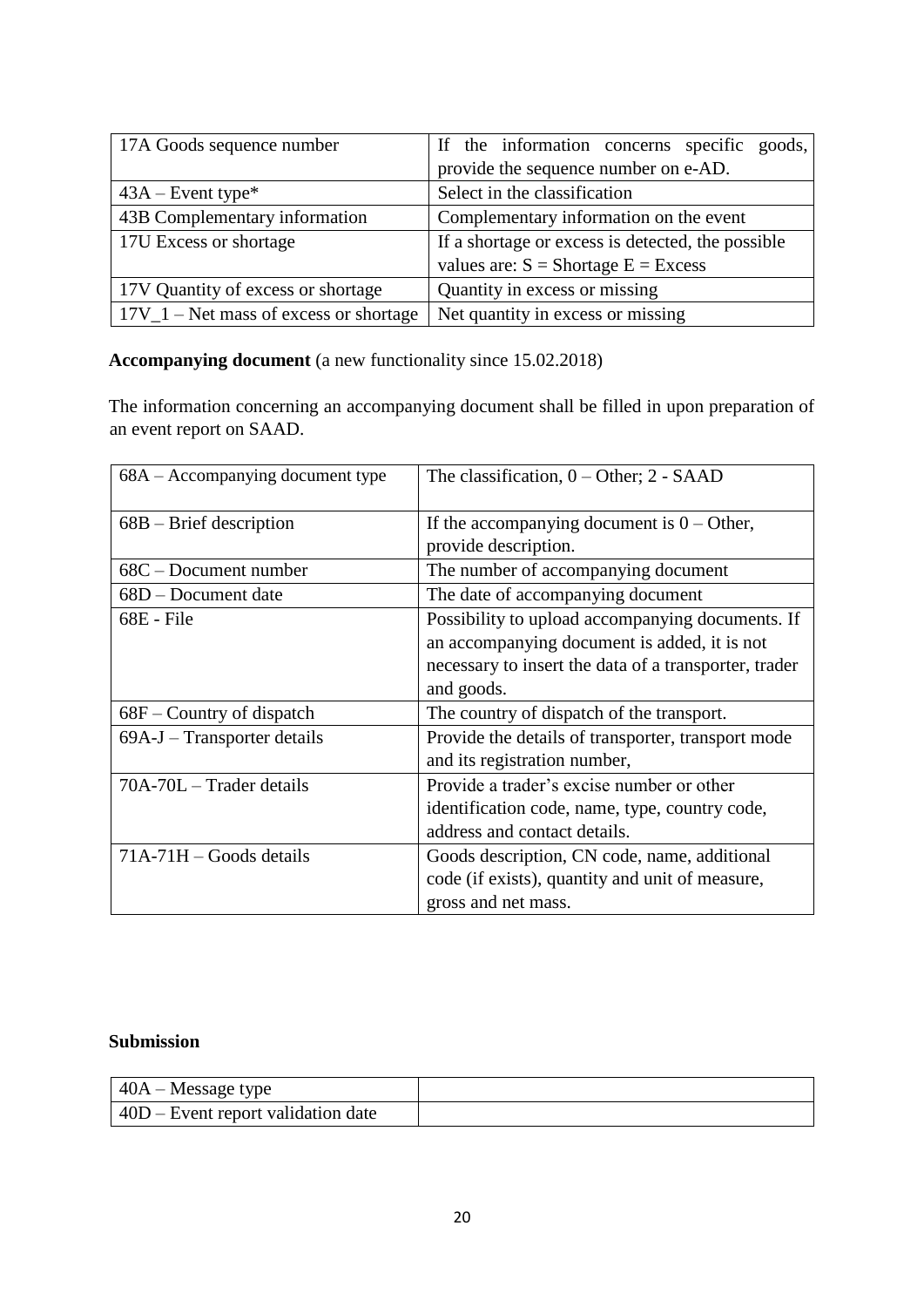| 17A Goods sequence number | If the information concerns specific goods, provide the sequence number on e-AD. |
|---|---|
| 43A – Event type* | Select in the classification |
| 43B Complementary information | Complementary information on the event |
| 17U Excess or shortage | If a shortage or excess is detected, the possible values are: S = Shortage E = Excess |
| 17V Quantity of excess or shortage | Quantity in excess or missing |
| 17V_1 – Net mass of excess or shortage | Net quantity in excess or missing |

**Accompanying document** (a new functionality since 15.02.2018)

The information concerning an accompanying document shall be filled in upon preparation of an event report on SAAD.

| 68A – Accompanying document type | The classification, 0 – Other; 2 - SAAD |
|---|---|
| 68B – Brief description | If the accompanying document is 0 – Other, provide description. |
| 68C – Document number | The number of accompanying document |
| 68D – Document date | The date of accompanying document |
| 68E - File | Possibility to upload accompanying documents. If an accompanying document is added, it is not necessary to insert the data of a transporter, trader and goods. |
| 68F – Country of dispatch | The country of dispatch of the transport. |
| 69A-J – Transporter details | Provide the details of transporter, transport mode and its registration number, |
| 70A-70L – Trader details | Provide a trader's excise number or other identification code, name, type, country code, address and contact details. |
| 71A-71H – Goods details | Goods description, CN code, name, additional code (if exists), quantity and unit of measure, gross and net mass. |

**Submission**

| 40A – Message type | |
|---|---|
| 40D – Event report validation date | |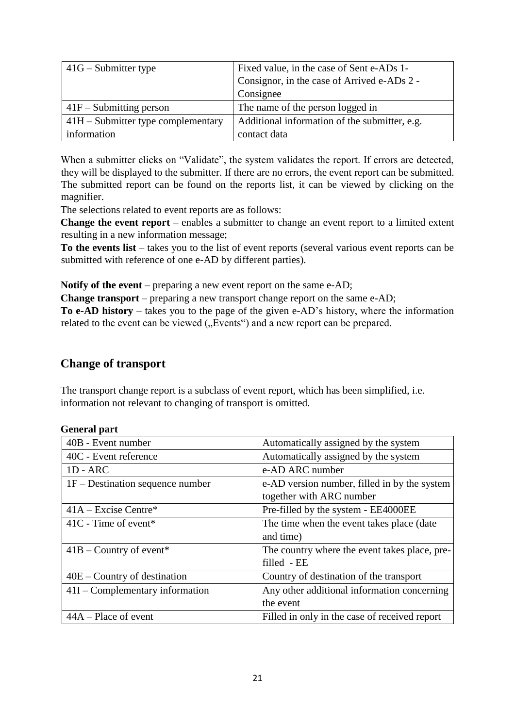| 41G – Submitter type | Fixed value, in the case of Sent e-ADs 1-Consignor, in the case of Arrived e-ADs 2 - Consignee |
|---|---|
| 41F – Submitting person | The name of the person logged in |
| 41H – Submitter type complementary information | Additional information of the submitter, e.g. contact data |

When a submitter clicks on "Validate", the system validates the report. If errors are detected, they will be displayed to the submitter. If there are no errors, the event report can be submitted. The submitted report can be found on the reports list, it can be viewed by clicking on the magnifier.

The selections related to event reports are as follows:

**Change the event report** – enables a submitter to change an event report to a limited extent resulting in a new information message;

**To the events list** – takes you to the list of event reports (several various event reports can be submitted with reference of one e-AD by different parties).

**Notify of the event** – preparing a new event report on the same e-AD;

**Change transport** – preparing a new transport change report on the same e-AD;

**To e-AD history** – takes you to the page of the given e-AD's history, where the information related to the event can be viewed („Events") and a new report can be prepared.

## Change of transport

The transport change report is a subclass of event report, which has been simplified, i.e. information not relevant to changing of transport is omitted.

**General part**

| 40B - Event number | Automatically assigned by the system |
|---|---|
| 40C - Event reference | Automatically assigned by the system |
| 1D - ARC | e-AD ARC number |
| 1F – Destination sequence number | e-AD version number, filled in by the system together with ARC number |
| 41A – Excise Centre* | Pre-filled by the system - EE4000EE |
| 41C - Time of event* | The time when the event takes place (date and time) |
| 41B – Country of event* | The country where the event takes place, pre-filled - EE |
| 40E – Country of destination | Country of destination of the transport |
| 41I – Complementary information | Any other additional information concerning the event |
| 44A – Place of event | Filled in only in the case of received report |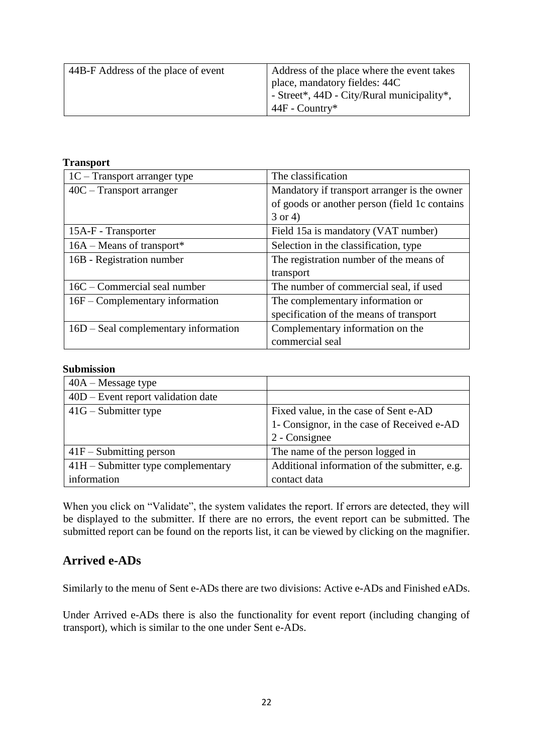| 44B-F Address of the place of event | Address of the place where the event takes place, mandatory fieldes: 44C - Street*, 44D - City/Rural municipality*, 44F - Country* |
|---|---|

**Transport**

| 1C – Transport arranger type | The classification |
|---|---|
| 40C – Transport arranger | Mandatory if transport arranger is the owner of goods or another person (field 1c contains 3 or 4) |
| 15A-F - Transporter | Field 15a is mandatory (VAT number) |
| 16A – Means of transport* | Selection in the classification, type |
| 16B - Registration number | The registration number of the means of transport |
| 16C – Commercial seal number | The number of commercial seal, if used |
| 16F – Complementary information | The complementary information or specification of the means of transport |
| 16D – Seal complementary information | Complementary information on the commercial seal |

**Submission**

| 40A – Message type | |
|---|---|
| 40D – Event report validation date | |
| 41G – Submitter type | Fixed value, in the case of Sent e-AD 1- Consignor, in the case of Received e-AD 2 - Consignee |
| 41F – Submitting person | The name of the person logged in |
| 41H – Submitter type complementary information | Additional information of the submitter, e.g. contact data |

When you click on "Validate", the system validates the report. If errors are detected, they will be displayed to the submitter. If there are no errors, the event report can be submitted. The submitted report can be found on the reports list, it can be viewed by clicking on the magnifier.

## Arrived e-ADs

Similarly to the menu of Sent e-ADs there are two divisions: Active e-ADs and Finished eADs.

Under Arrived e-ADs there is also the functionality for event report (including changing of transport), which is similar to the one under Sent e-ADs.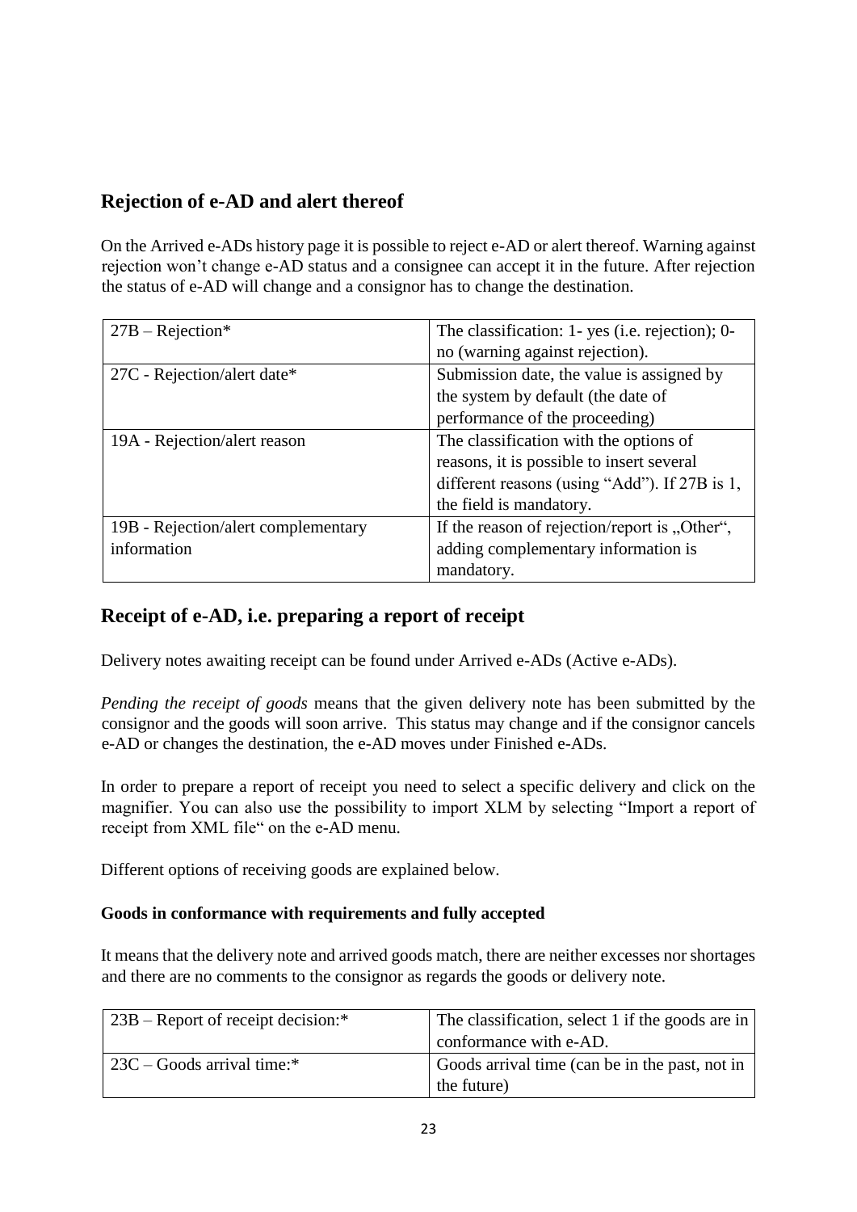## Rejection of e-AD and alert thereof

On the Arrived e-ADs history page it is possible to reject e-AD or alert thereof. Warning against rejection won't change e-AD status and a consignee can accept it in the future. After rejection the status of e-AD will change and a consignor has to change the destination.

| | |
|---|---|
| 27B – Rejection* | The classification: 1- yes (i.e. rejection); 0- no (warning against rejection). |
| 27C - Rejection/alert date* | Submission date, the value is assigned by the system by default (the date of performance of the proceeding) |
| 19A - Rejection/alert reason | The classification with the options of reasons, it is possible to insert several different reasons (using "Add"). If 27B is 1, the field is mandatory. |
| 19B - Rejection/alert complementary information | If the reason of rejection/report is „Other", adding complementary information is mandatory. |

## Receipt of e-AD, i.e. preparing a report of receipt

Delivery notes awaiting receipt can be found under Arrived e-ADs (Active e-ADs).

*Pending the receipt of goods* means that the given delivery note has been submitted by the consignor and the goods will soon arrive. This status may change and if the consignor cancels e-AD or changes the destination, the e-AD moves under Finished e-ADs.

In order to prepare a report of receipt you need to select a specific delivery and click on the magnifier. You can also use the possibility to import XLM by selecting "Import a report of receipt from XML file" on the e-AD menu.

Different options of receiving goods are explained below.

**Goods in conformance with requirements and fully accepted**

It means that the delivery note and arrived goods match, there are neither excesses nor shortages and there are no comments to the consignor as regards the goods or delivery note.

| | |
|---|---|
| 23B – Report of receipt decision:* | The classification, select 1 if the goods are in conformance with e-AD. |
| 23C – Goods arrival time:* | Goods arrival time (can be in the past, not in the future) |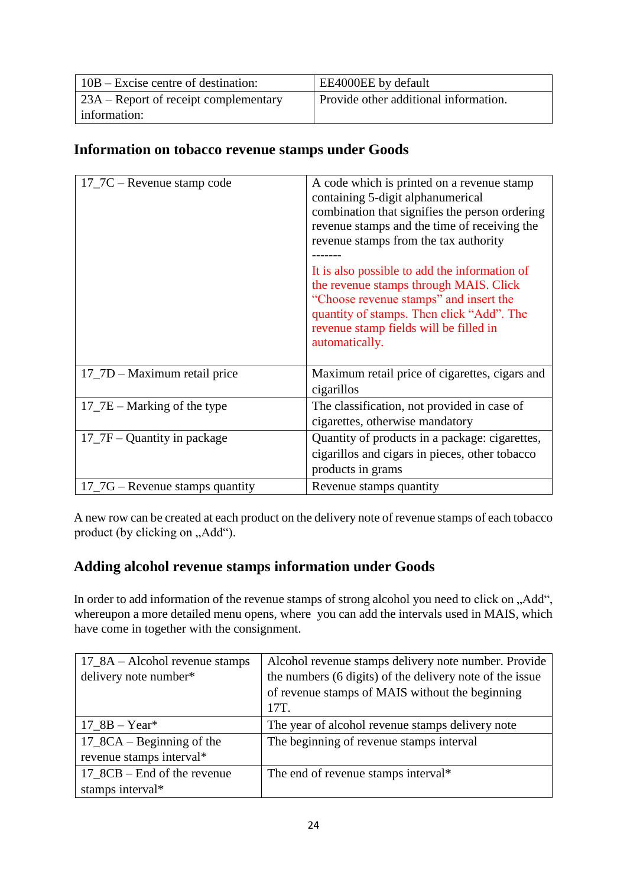| 10B – Excise centre of destination: | EE4000EE by default |
|---|---|
| 23A – Report of receipt complementary information: | Provide other additional information. |

## Information on tobacco revenue stamps under Goods

| 17_7C – Revenue stamp code | A code which is printed on a revenue stamp containing 5-digit alphanumerical combination that signifies the person ordering revenue stamps and the time of receiving the revenue stamps from the tax authority<br>-------<br>It is also possible to add the information of the revenue stamps through MAIS. Click “Choose revenue stamps” and insert the quantity of stamps. Then click “Add”. The revenue stamp fields will be filled in automatically. |
|---|---|
| 17_7D – Maximum retail price | Maximum retail price of cigarettes, cigars and cigarillos |
| 17_7E – Marking of the type | The classification, not provided in case of cigarettes, otherwise mandatory |
| 17_7F – Quantity in package | Quantity of products in a package: cigarettes, cigarillos and cigars in pieces, other tobacco products in grams |
| 17_7G – Revenue stamps quantity | Revenue stamps quantity |

A new row can be created at each product on the delivery note of revenue stamps of each tobacco product (by clicking on „Add“).

## Adding alcohol revenue stamps information under Goods

In order to add information of the revenue stamps of strong alcohol you need to click on „Add“, whereupon a more detailed menu opens, where you can add the intervals used in MAIS, which have come in together with the consignment.

| 17_8A – Alcohol revenue stamps delivery note number* | Alcohol revenue stamps delivery note number. Provide the numbers (6 digits) of the delivery note of the issue of revenue stamps of MAIS without the beginning 17T. |
|---|---|
| 17_8B – Year* | The year of alcohol revenue stamps delivery note |
| 17_8CA – Beginning of the revenue stamps interval* | The beginning of revenue stamps interval |
| 17_8CB – End of the revenue stamps interval* | The end of revenue stamps interval* |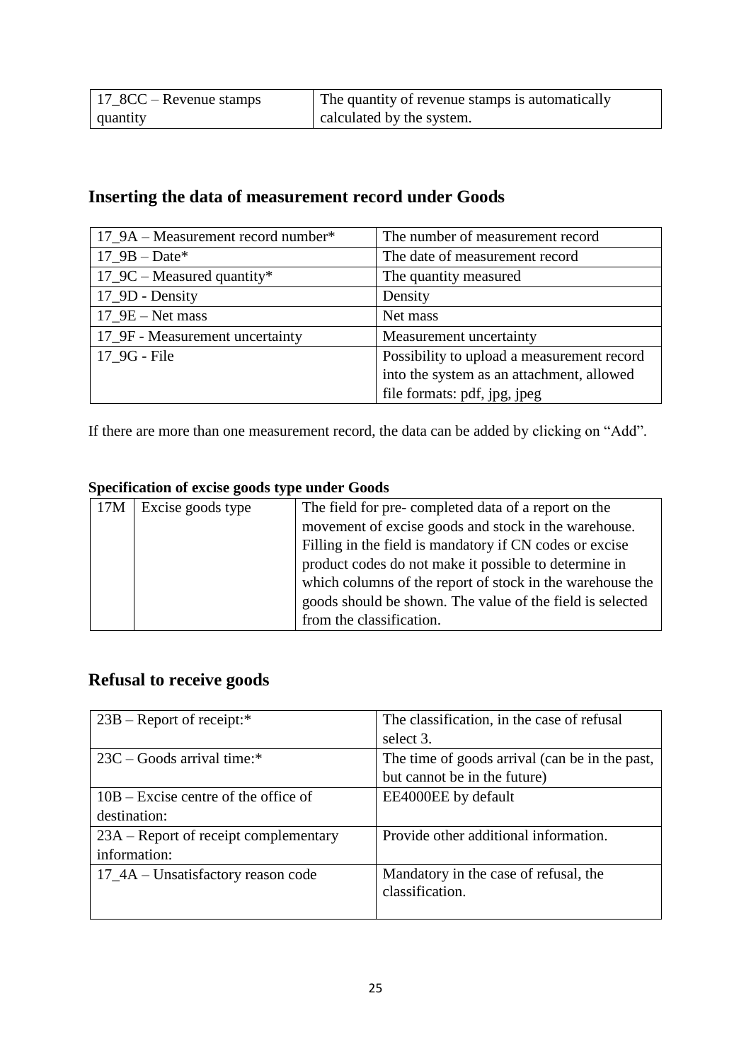| 17_8CC – Revenue stamps quantity | The quantity of revenue stamps is automatically calculated by the system. |
|---|---|

## Inserting the data of measurement record under Goods

| 17_9A – Measurement record number* | The number of measurement record |
|---|---|
| 17_9B – Date* | The date of measurement record |
| 17_9C – Measured quantity* | The quantity measured |
| 17_9D - Density | Density |
| 17_9E – Net mass | Net mass |
| 17_9F - Measurement uncertainty | Measurement uncertainty |
| 17_9G - File | Possibility to upload a measurement record into the system as an attachment, allowed file formats: pdf, jpg, jpeg |

If there are more than one measurement record, the data can be added by clicking on "Add".

**Specification of excise goods type under Goods**

| 17M | Excise goods type | The field for pre- completed data of a report on the movement of excise goods and stock in the warehouse. Filling in the field is mandatory if CN codes or excise product codes do not make it possible to determine in which columns of the report of stock in the warehouse the goods should be shown. The value of the field is selected from the classification. |
|---|---|---|

## Refusal to receive goods

| 23B – Report of receipt:* | The classification, in the case of refusal select 3. |
|---|---|
| 23C – Goods arrival time:* | The time of goods arrival (can be in the past, but cannot be in the future) |
| 10B – Excise centre of the office of destination: | EE4000EE by default |
| 23A – Report of receipt complementary information: | Provide other additional information. |
| 17_4A – Unsatisfactory reason code | Mandatory in the case of refusal, the classification. |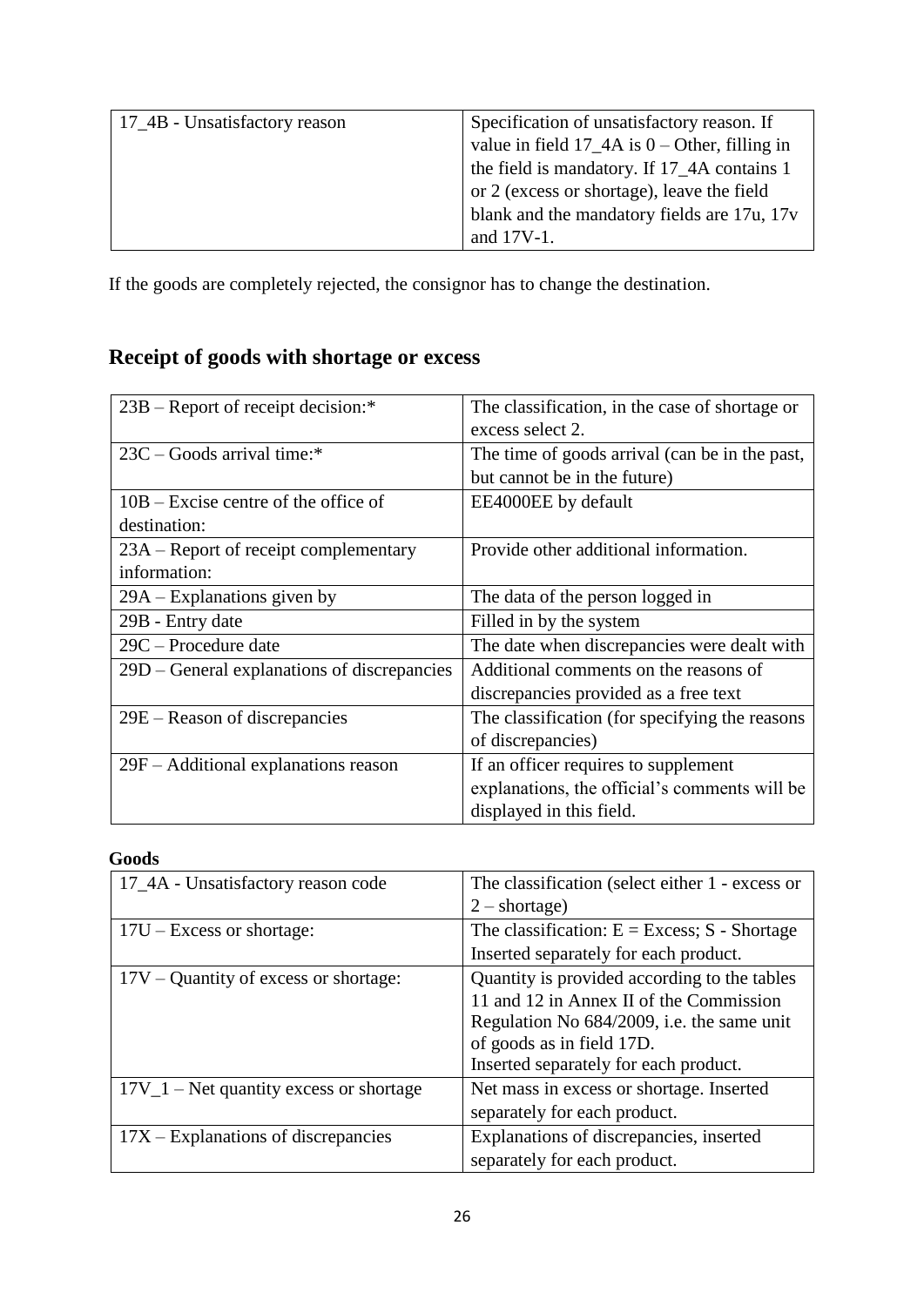| 17_4B - Unsatisfactory reason | Specification of unsatisfactory reason. If value in field 17_4A is 0 – Other, filling in the field is mandatory. If 17_4A contains 1 or 2 (excess or shortage), leave the field blank and the mandatory fields are 17u, 17v and 17V-1. |
|---|---|

If the goods are completely rejected, the consignor has to change the destination.

## Receipt of goods with shortage or excess

| 23B – Report of receipt decision:* | The classification, in the case of shortage or excess select 2. |
|---|---|
| 23C – Goods arrival time:* | The time of goods arrival (can be in the past, but cannot be in the future) |
| 10B – Excise centre of the office of destination: | EE4000EE by default |
| 23A – Report of receipt complementary information: | Provide other additional information. |
| 29A – Explanations given by | The data of the person logged in |
| 29B - Entry date | Filled in by the system |
| 29C – Procedure date | The date when discrepancies were dealt with |
| 29D – General explanations of discrepancies | Additional comments on the reasons of discrepancies provided as a free text |
| 29E – Reason of discrepancies | The classification (for specifying the reasons of discrepancies) |
| 29F – Additional explanations reason | If an officer requires to supplement explanations, the official's comments will be displayed in this field. |

**Goods**

| 17_4A - Unsatisfactory reason code | The classification (select either 1 - excess or 2 – shortage) |
|---|---|
| 17U – Excess or shortage: | The classification: E = Excess; S - Shortage Inserted separately for each product. |
| 17V – Quantity of excess or shortage: | Quantity is provided according to the tables 11 and 12 in Annex II of the Commission Regulation No 684/2009, i.e. the same unit of goods as in field 17D. Inserted separately for each product. |
| 17V_1 – Net quantity excess or shortage | Net mass in excess or shortage. Inserted separately for each product. |
| 17X – Explanations of discrepancies | Explanations of discrepancies, inserted separately for each product. |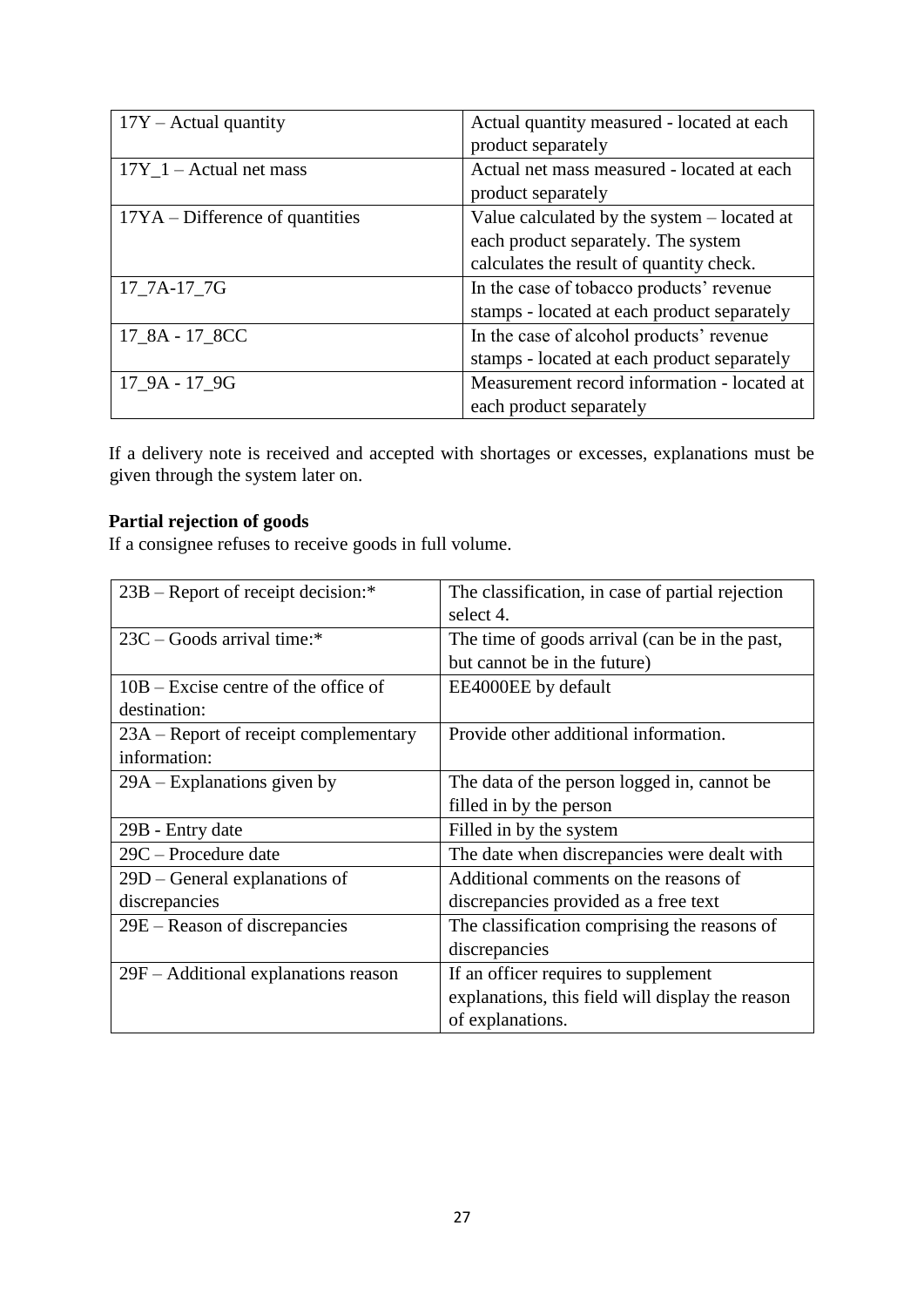| 17Y – Actual quantity | Actual quantity measured - located at each product separately |
|---|---|
| 17Y_1 – Actual net mass | Actual net mass measured - located at each product separately |
| 17YA – Difference of quantities | Value calculated by the system – located at each product separately. The system calculates the result of quantity check. |
| 17_7A-17_7G | In the case of tobacco products' revenue stamps - located at each product separately |
| 17_8A - 17_8CC | In the case of alcohol products' revenue stamps - located at each product separately |
| 17_9A - 17_9G | Measurement record information - located at each product separately |

If a delivery note is received and accepted with shortages or excesses, explanations must be given through the system later on.

**Partial rejection of goods**

If a consignee refuses to receive goods in full volume.

| 23B – Report of receipt decision:* | The classification, in case of partial rejection select 4. |
|---|---|
| 23C – Goods arrival time:* | The time of goods arrival (can be in the past, but cannot be in the future) |
| 10B – Excise centre of the office of destination: | EE4000EE by default |
| 23A – Report of receipt complementary information: | Provide other additional information. |
| 29A – Explanations given by | The data of the person logged in, cannot be filled in by the person |
| 29B - Entry date | Filled in by the system |
| 29C – Procedure date | The date when discrepancies were dealt with |
| 29D – General explanations of discrepancies | Additional comments on the reasons of discrepancies provided as a free text |
| 29E – Reason of discrepancies | The classification comprising the reasons of discrepancies |
| 29F – Additional explanations reason | If an officer requires to supplement explanations, this field will display the reason of explanations. |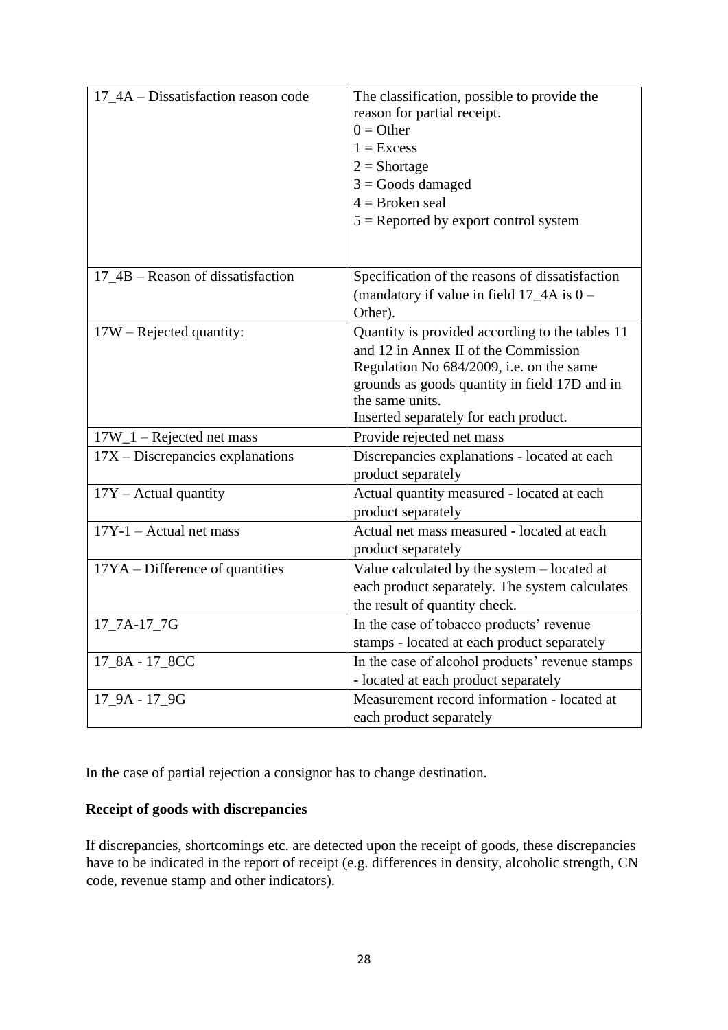| | |
|---|---|
| 17_4A – Dissatisfaction reason code | The classification, possible to provide the reason for partial receipt.<br>0 = Other<br>1 = Excess<br>2 = Shortage<br>3 = Goods damaged<br>4 = Broken seal<br>5 = Reported by export control system |
| 17_4B – Reason of dissatisfaction | Specification of the reasons of dissatisfaction (mandatory if value in field 17_4A is 0 – Other). |
| 17W – Rejected quantity: | Quantity is provided according to the tables 11 and 12 in Annex II of the Commission Regulation No 684/2009, i.e. on the same grounds as goods quantity in field 17D and in the same units.<br>Inserted separately for each product. |
| 17W_1 – Rejected net mass | Provide rejected net mass |
| 17X – Discrepancies explanations | Discrepancies explanations - located at each product separately |
| 17Y – Actual quantity | Actual quantity measured - located at each product separately |
| 17Y-1 – Actual net mass | Actual net mass measured - located at each product separately |
| 17YA – Difference of quantities | Value calculated by the system – located at each product separately. The system calculates the result of quantity check. |
| 17_7A-17_7G | In the case of tobacco products' revenue stamps - located at each product separately |
| 17_8A - 17_8CC | In the case of alcohol products' revenue stamps - located at each product separately |
| 17_9A - 17_9G | Measurement record information - located at each product separately |

In the case of partial rejection a consignor has to change destination.

**Receipt of goods with discrepancies**

If discrepancies, shortcomings etc. are detected upon the receipt of goods, these discrepancies have to be indicated in the report of receipt (e.g. differences in density, alcoholic strength, CN code, revenue stamp and other indicators).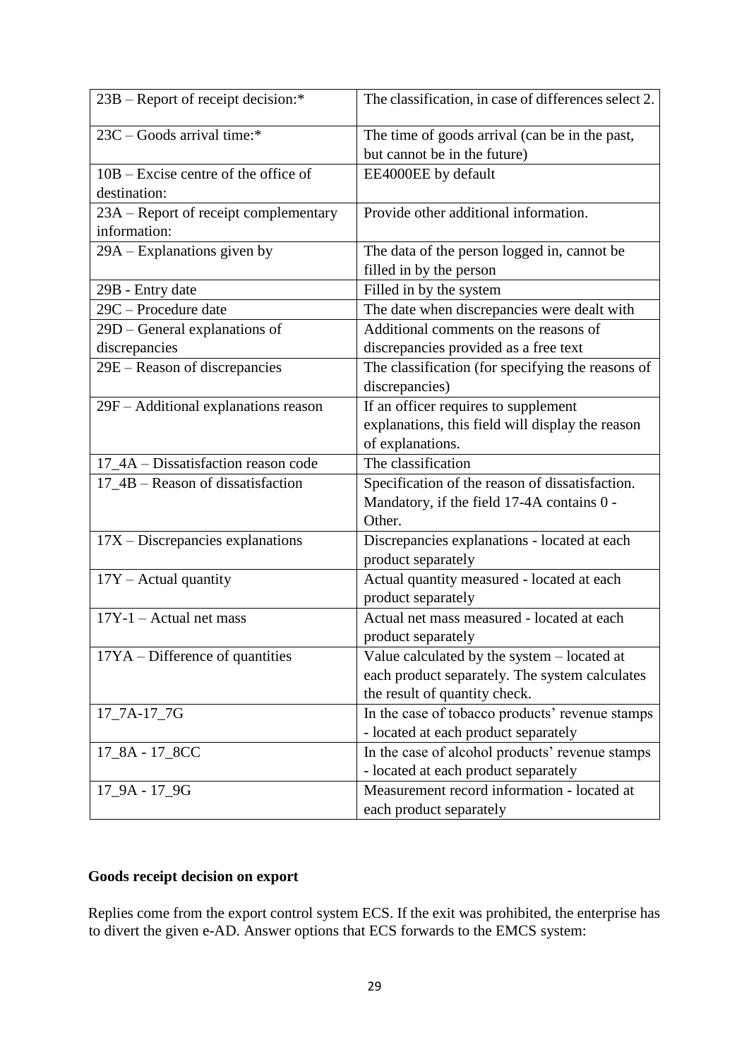| 23B – Report of receipt decision:* | The classification, in case of differences select 2. |
|---|---|
| 23C – Goods arrival time:* | The time of goods arrival (can be in the past, but cannot be in the future) |
| 10B – Excise centre of the office of destination: | EE4000EE by default |
| 23A – Report of receipt complementary information: | Provide other additional information. |
| 29A – Explanations given by | The data of the person logged in, cannot be filled in by the person |
| 29B - Entry date | Filled in by the system |
| 29C – Procedure date | The date when discrepancies were dealt with |
| 29D – General explanations of discrepancies | Additional comments on the reasons of discrepancies provided as a free text |
| 29E – Reason of discrepancies | The classification (for specifying the reasons of discrepancies) |
| 29F – Additional explanations reason | If an officer requires to supplement explanations, this field will display the reason of explanations. |
| 17_4A – Dissatisfaction reason code | The classification |
| 17_4B – Reason of dissatisfaction | Specification of the reason of dissatisfaction. Mandatory, if the field 17-4A contains 0 - Other. |
| 17X – Discrepancies explanations | Discrepancies explanations - located at each product separately |
| 17Y – Actual quantity | Actual quantity measured - located at each product separately |
| 17Y-1 – Actual net mass | Actual net mass measured - located at each product separately |
| 17YA – Difference of quantities | Value calculated by the system – located at each product separately. The system calculates the result of quantity check. |
| 17_7A-17_7G | In the case of tobacco products' revenue stamps - located at each product separately |
| 17_8A - 17_8CC | In the case of alcohol products' revenue stamps - located at each product separately |
| 17_9A - 17_9G | Measurement record information - located at each product separately |

**Goods receipt decision on export**

Replies come from the export control system ECS. If the exit was prohibited, the enterprise has to divert the given e-AD. Answer options that ECS forwards to the EMCS system: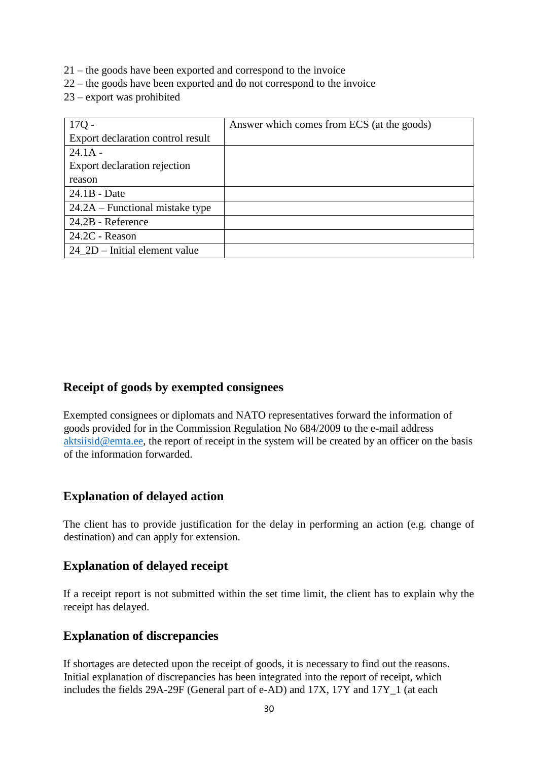21 – the goods have been exported and correspond to the invoice
22 – the goods have been exported and do not correspond to the invoice
23 – export was prohibited

| 17Q - Export declaration control result | Answer which comes from ECS (at the goods) |
|---|---|
| 24.1A - Export declaration rejection reason | |
| 24.1B - Date | |
| 24.2A – Functional mistake type | |
| 24.2B - Reference | |
| 24.2C - Reason | |
| 24_2D – Initial element value | |

## Receipt of goods by exempted consignees

Exempted consignees or diplomats and NATO representatives forward the information of goods provided for in the Commission Regulation No 684/2009 to the e-mail address aktsiisid@emta.ee, the report of receipt in the system will be created by an officer on the basis of the information forwarded.

## Explanation of delayed action

The client has to provide justification for the delay in performing an action (e.g. change of destination) and can apply for extension.

## Explanation of delayed receipt

If a receipt report is not submitted within the set time limit, the client has to explain why the receipt has delayed.

## Explanation of discrepancies

If shortages are detected upon the receipt of goods, it is necessary to find out the reasons. Initial explanation of discrepancies has been integrated into the report of receipt, which includes the fields 29A-29F (General part of e-AD) and 17X, 17Y and 17Y_1 (at each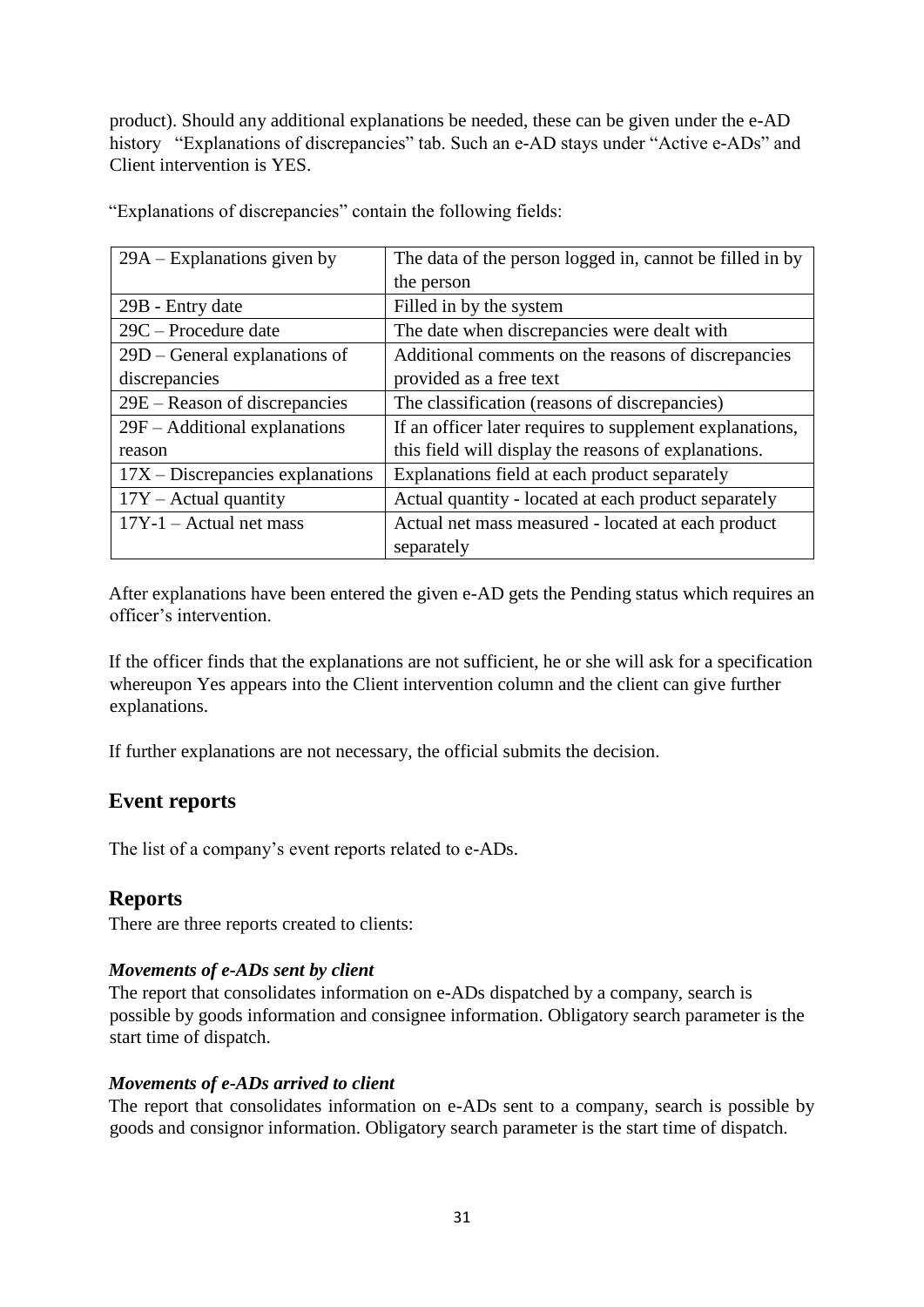product). Should any additional explanations be needed, these can be given under the e-AD history "Explanations of discrepancies" tab. Such an e-AD stays under "Active e-ADs" and Client intervention is YES.

"Explanations of discrepancies" contain the following fields:

| | |
|---|---|
| 29A – Explanations given by | The data of the person logged in, cannot be filled in by the person |
| 29B - Entry date | Filled in by the system |
| 29C – Procedure date | The date when discrepancies were dealt with |
| 29D – General explanations of discrepancies | Additional comments on the reasons of discrepancies provided as a free text |
| 29E – Reason of discrepancies | The classification (reasons of discrepancies) |
| 29F – Additional explanations reason | If an officer later requires to supplement explanations, this field will display the reasons of explanations. |
| 17X – Discrepancies explanations | Explanations field at each product separately |
| 17Y – Actual quantity | Actual quantity - located at each product separately |
| 17Y-1 – Actual net mass | Actual net mass measured - located at each product separately |

After explanations have been entered the given e-AD gets the Pending status which requires an officer's intervention.

If the officer finds that the explanations are not sufficient, he or she will ask for a specification whereupon Yes appears into the Client intervention column and the client can give further explanations.

If further explanations are not necessary, the official submits the decision.

## Event reports

The list of a company's event reports related to e-ADs.

## Reports

There are three reports created to clients:

#### *Movements of e-ADs sent by client*

The report that consolidates information on e-ADs dispatched by a company, search is possible by goods information and consignee information. Obligatory search parameter is the start time of dispatch.

#### *Movements of e-ADs arrived to client*

The report that consolidates information on e-ADs sent to a company, search is possible by goods and consignor information. Obligatory search parameter is the start time of dispatch.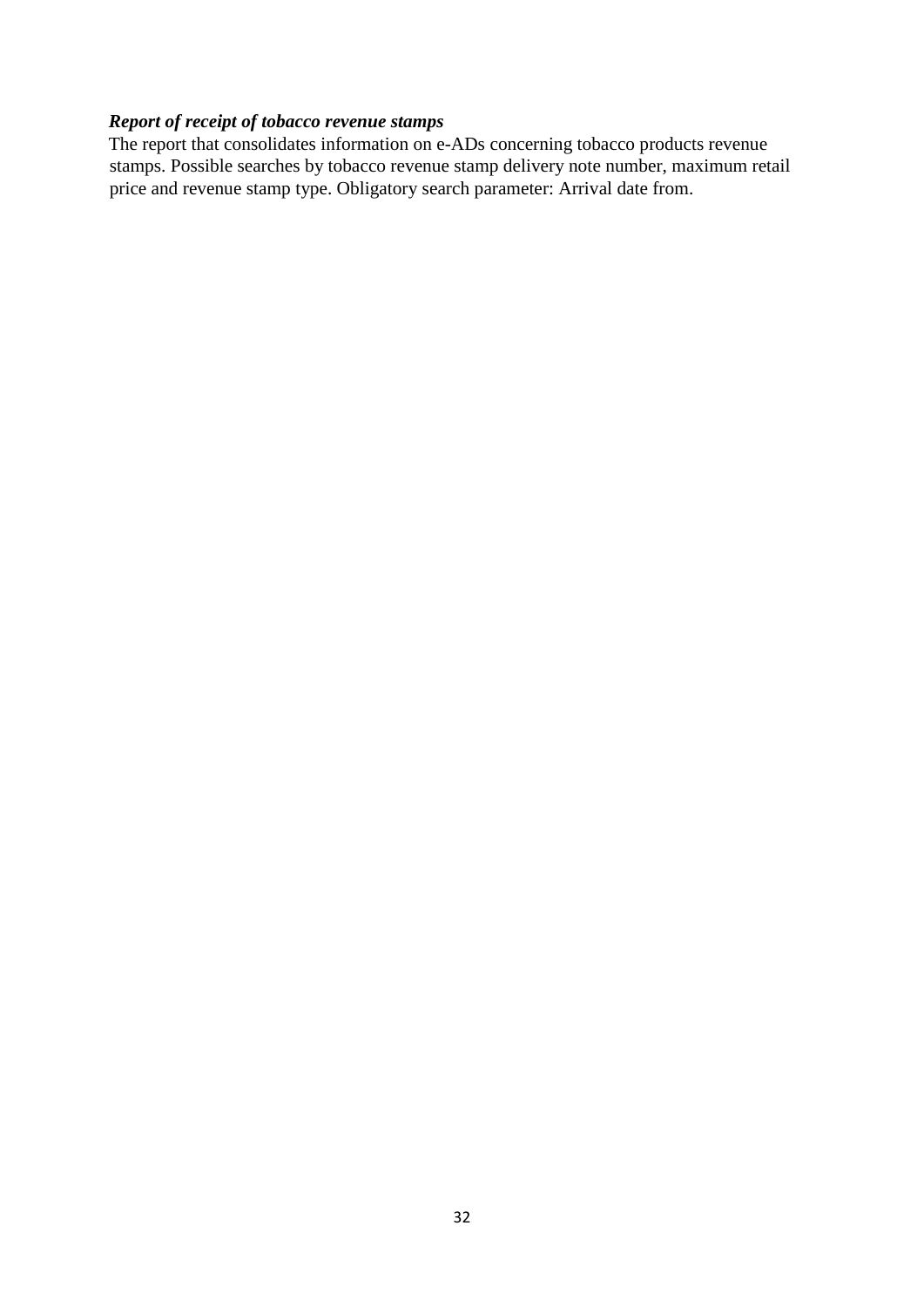***Report of receipt of tobacco revenue stamps***

The report that consolidates information on e-ADs concerning tobacco products revenue stamps. Possible searches by tobacco revenue stamp delivery note number, maximum retail price and revenue stamp type. Obligatory search parameter: Arrival date from.